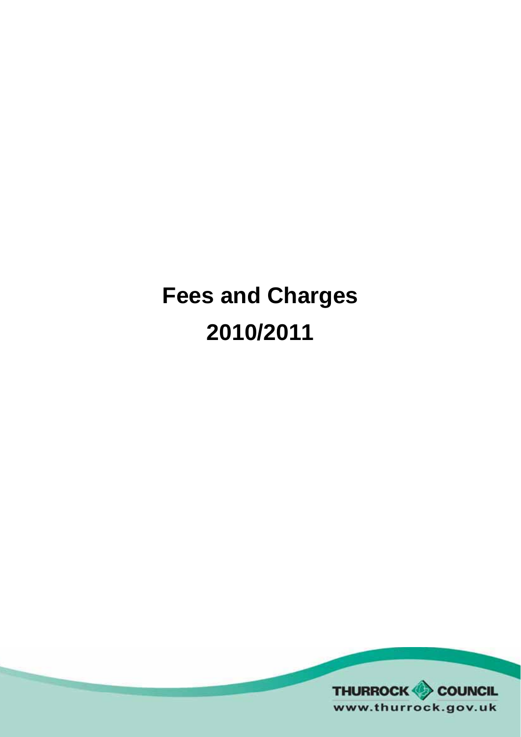# Fees and Charges 2010/2011

THURROCK COUNCIL
www.thurrock.gov.uk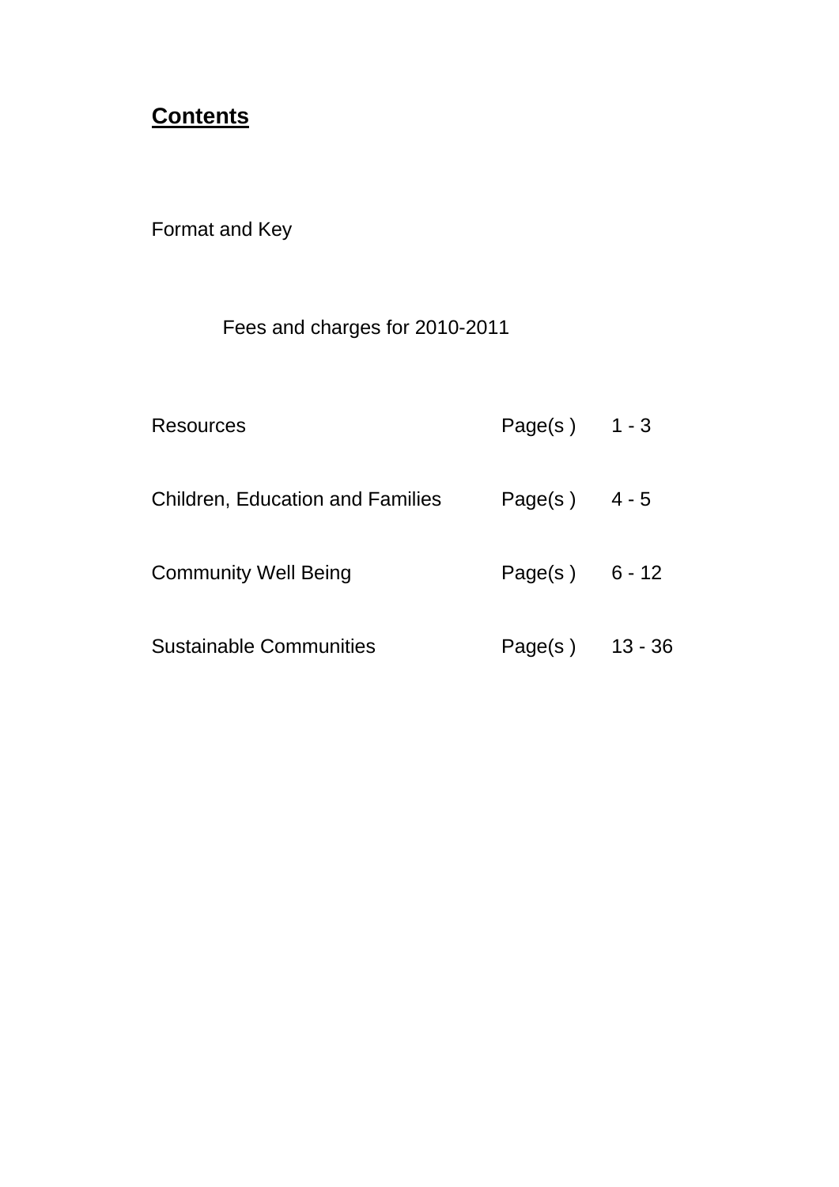# **Contents**

Format and Key

Fees and charges for 2010-2011

| | | |
|---|---|---|
| Resources | Page(s ) | 1 - 3 |
| Children, Education and Families | Page(s ) | 4 - 5 |
| Community Well Being | Page(s ) | 6 - 12 |
| Sustainable Communities | Page(s ) | 13 - 36 |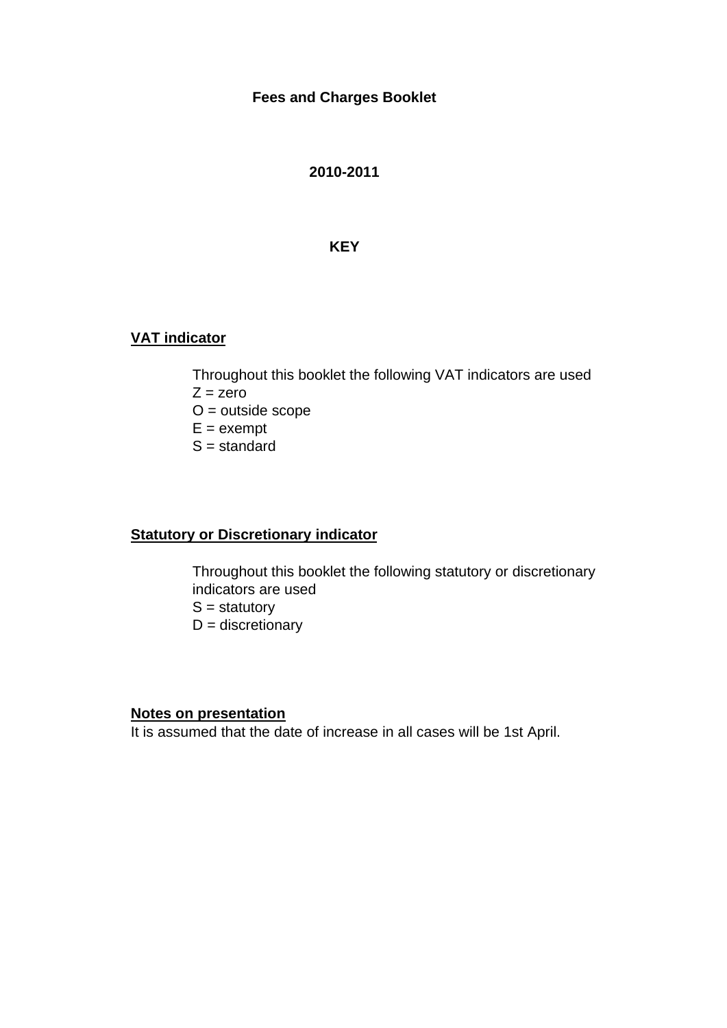# Fees and Charges Booklet

## 2010-2011

## KEY

### VAT indicator

Throughout this booklet the following VAT indicators are used
Z = zero
O = outside scope
E = exempt
S = standard

### Statutory or Discretionary indicator

Throughout this booklet the following statutory or discretionary indicators are used
S = statutory
D = discretionary

### Notes on presentation

It is assumed that the date of increase in all cases will be 1st April.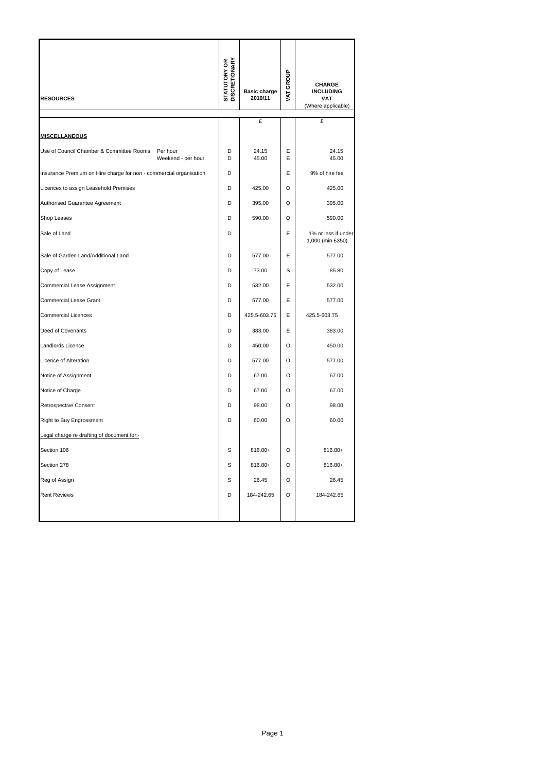| RESOURCES | STATUTORY OR DISCRETIONARY | Basic charge 2010/11 | VAT GROUP | CHARGE INCLUDING VAT (Where applicable) |
|---|---|---|---|---|
| | | £ | | £ |
| **MISCELLANEOUS** | | | | |
| Use of Council Chamber & Committee Rooms Per hour | D | 24.15 | E | 24.15 |
| Weekend - per hour | D | 45.00 | E | 45.00 |
| Insurance Premium on Hire charge for non - commercial organisation | D | | E | 9% of hire fee |
| Licences to assign Leasehold Premises | D | 425.00 | O | 425.00 |
| Authorised Guarantee Agreement | D | 395.00 | O | 395.00 |
| Shop Leases | D | 590.00 | O | 590.00 |
| Sale of Land | D | | E | 1% or less if under 1,000 (min £350) |
| Sale of Garden Land/Additional Land | D | 577.00 | E | 577.00 |
| Copy of Lease | D | 73.00 | S | 85.80 |
| Commercial Lease Assignment | D | 532.00 | E | 532.00 |
| Commercial Lease Grant | D | 577.00 | E | 577.00 |
| Commercial Licences | D | 425.5-603.75 | E | 425.5-603.75 |
| Deed of Covenants | D | 383.00 | E | 383.00 |
| Landlords Licence | D | 450.00 | O | 450.00 |
| Licence of Alteration | D | 577.00 | O | 577.00 |
| Notice of Assignment | D | 67.00 | O | 67.00 |
| Notice of Charge | D | 67.00 | O | 67.00 |
| Retrospective Consent | D | 98.00 | O | 98.00 |
| Right to Buy Engrossment | D | 60.00 | O | 60.00 |
| Legal charge re drafting of document for:- | | | | |
| Section 106 | S | 816.80+ | O | 816.80+ |
| Section 278 | S | 816.80+ | O | 816.80+ |
| Reg of Assign | S | 26.45 | O | 26.45 |
| Rent Reviews | D | 184-242.65 | O | 184-242.65 |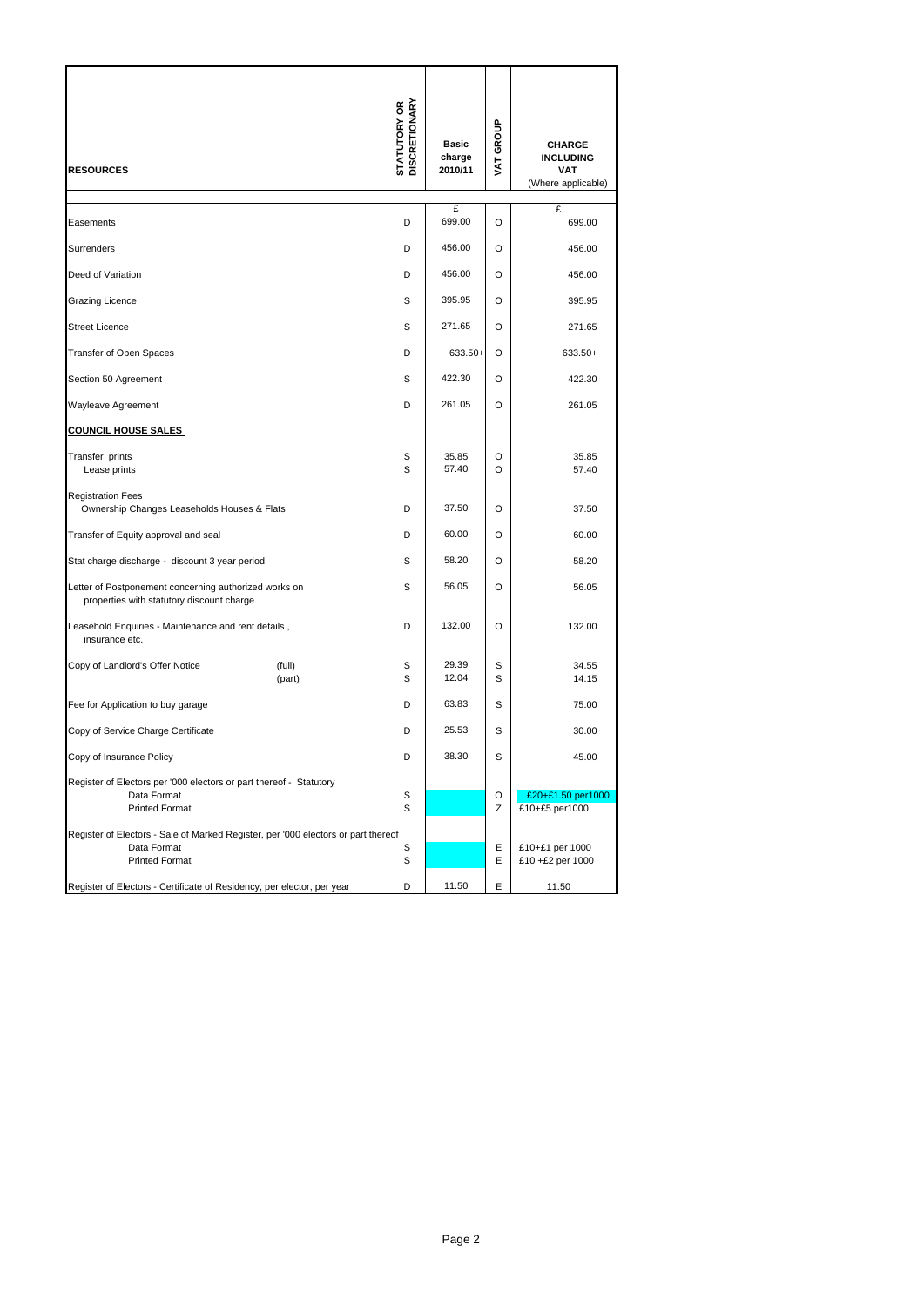| RESOURCES | STATUTORY OR DISCRETIONARY | Basic charge 2010/11 | VAT GROUP | CHARGE INCLUDING VAT (Where applicable) |
|---|---|---|---|---|
| | | £ | | £ |
| Easements | D | 699.00 | O | 699.00 |
| Surrenders | D | 456.00 | O | 456.00 |
| Deed of Variation | D | 456.00 | O | 456.00 |
| Grazing Licence | S | 395.95 | O | 395.95 |
| Street Licence | S | 271.65 | O | 271.65 |
| Transfer of Open Spaces | D | 633.50+ | O | 633.50+ |
| Section 50 Agreement | S | 422.30 | O | 422.30 |
| Wayleave Agreement | D | 261.05 | O | 261.05 |
| **COUNCIL HOUSE SALES** | | | | |
| Transfer prints | S | 35.85 | O | 35.85 |
| Lease prints | S | 57.40 | O | 57.40 |
| Registration Fees<br>Ownership Changes Leaseholds Houses & Flats | D | 37.50 | O | 37.50 |
| Transfer of Equity approval and seal | D | 60.00 | O | 60.00 |
| Stat charge discharge - discount 3 year period | S | 58.20 | O | 58.20 |
| Letter of Postponement concerning authorized works on properties with statutory discount charge | S | 56.05 | O | 56.05 |
| Leasehold Enquiries - Maintenance and rent details , insurance etc. | D | 132.00 | O | 132.00 |
| Copy of Landlord's Offer Notice (full) | S | 29.39 | S | 34.55 |
| (part) | S | 12.04 | S | 14.15 |
| Fee for Application to buy garage | D | 63.83 | S | 75.00 |
| Copy of Service Charge Certificate | D | 25.53 | S | 30.00 |
| Copy of Insurance Policy | D | 38.30 | S | 45.00 |
| Register of Electors per '000 electors or part thereof - Statutory | | | | |
| Data Format | S | | O | £20+£1.50 per1000 |
| Printed Format | S | | Z | £10+£5 per1000 |
| Register of Electors - Sale of Marked Register, per '000 electors or part thereof | | | | |
| Data Format | S | | E | £10+£1 per 1000 |
| Printed Format | S | | E | £10 +£2 per 1000 |
| Register of Electors - Certificate of Residency, per elector, per year | D | 11.50 | E | 11.50 |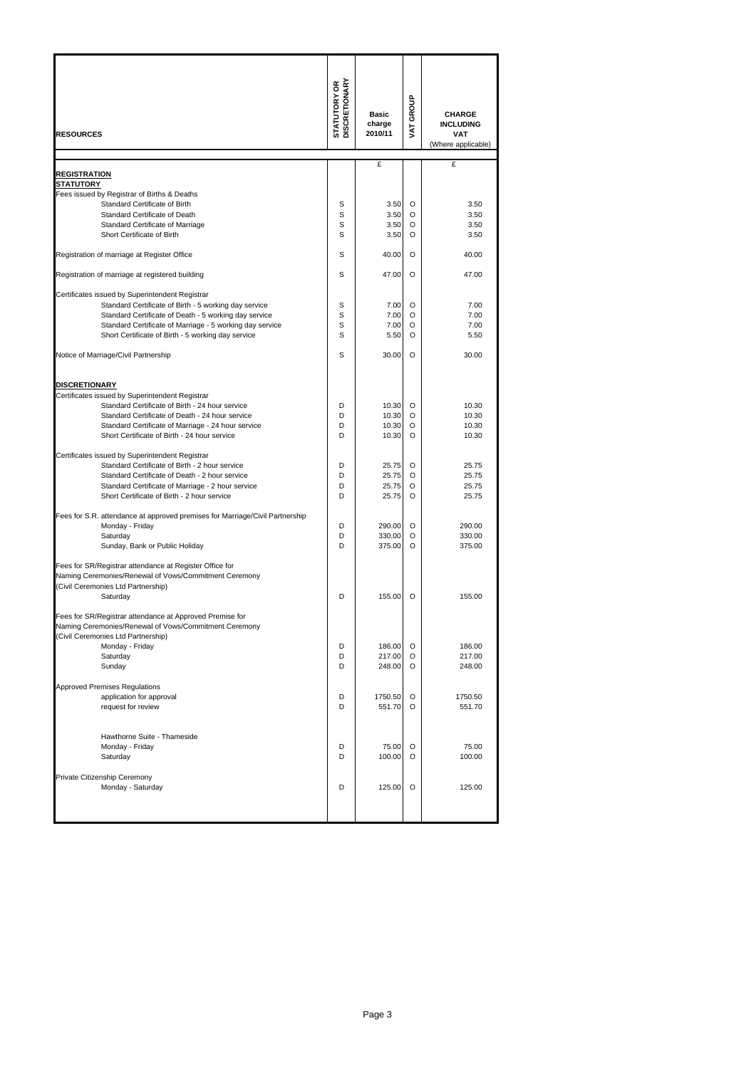| RESOURCES | STATUTORY OR DISCRETIONARY | Basic charge 2010/11 | VAT GROUP | CHARGE INCLUDING VAT (Where applicable) |
|---|---|---|---|---|
| | | £ | | £ |
| **REGISTRATION** | | | | |
| **STATUTORY** | | | | |
| Fees issued by Registrar of Births & Deaths | | | | |
| Standard Certificate of Birth | S | 3.50 | O | 3.50 |
| Standard Certificate of Death | S | 3.50 | O | 3.50 |
| Standard Certificate of Marriage | S | 3.50 | O | 3.50 |
| Short Certificate of Birth | S | 3.50 | O | 3.50 |
| Registration of marriage at Register Office | S | 40.00 | O | 40.00 |
| Registration of marriage at registered building | S | 47.00 | O | 47.00 |
| Certificates issued by Superintendent Registrar | | | | |
| Standard Certificate of Birth - 5 working day service | S | 7.00 | O | 7.00 |
| Standard Certificate of Death - 5 working day service | S | 7.00 | O | 7.00 |
| Standard Certificate of Marriage - 5 working day service | S | 7.00 | O | 7.00 |
| Short Certificate of Birth - 5 working day service | S | 5.50 | O | 5.50 |
| Notice of Marriage/Civil Partnership | S | 30.00 | O | 30.00 |
| **DISCRETIONARY** | | | | |
| Certificates issued by Superintendent Registrar | | | | |
| Standard Certificate of Birth - 24 hour service | D | 10.30 | O | 10.30 |
| Standard Certificate of Death - 24 hour service | D | 10.30 | O | 10.30 |
| Standard Certificate of Marriage - 24 hour service | D | 10.30 | O | 10.30 |
| Short Certificate of Birth - 24 hour service | D | 10.30 | O | 10.30 |
| Certificates issued by Superintendent Registrar | | | | |
| Standard Certificate of Birth - 2 hour service | D | 25.75 | O | 25.75 |
| Standard Certificate of Death - 2 hour service | D | 25.75 | O | 25.75 |
| Standard Certificate of Marriage - 2 hour service | D | 25.75 | O | 25.75 |
| Short Certificate of Birth - 2 hour service | D | 25.75 | O | 25.75 |
| Fees for S.R. attendance at approved premises for Marriage/Civil Partnership | | | | |
| Monday - Friday | D | 290.00 | O | 290.00 |
| Saturday | D | 330.00 | O | 330.00 |
| Sunday, Bank or Public Holiday | D | 375.00 | O | 375.00 |
| Fees for SR/Registrar attendance at Register Office for Naming Ceremonies/Renewal of Vows/Commitment Ceremony (Civil Ceremonies Ltd Partnership) | | | | |
| Saturday | D | 155.00 | O | 155.00 |
| Fees for SR/Registrar attendance at Approved Premise for Naming Ceremonies/Renewal of Vows/Commitment Ceremony (Civil Ceremonies Ltd Partnership) | | | | |
| Monday - Friday | D | 186.00 | O | 186.00 |
| Saturday | D | 217.00 | O | 217.00 |
| Sunday | D | 248.00 | O | 248.00 |
| Approved Premises Regulations | | | | |
| application for approval | D | 1750.50 | O | 1750.50 |
| request for review | D | 551.70 | O | 551.70 |
| Hawthorne Suite - Thameside | | | | |
| Monday - Friday | D | 75.00 | O | 75.00 |
| Saturday | D | 100.00 | O | 100.00 |
| Private Citizenship Ceremony | | | | |
| Monday - Saturday | D | 125.00 | O | 125.00 |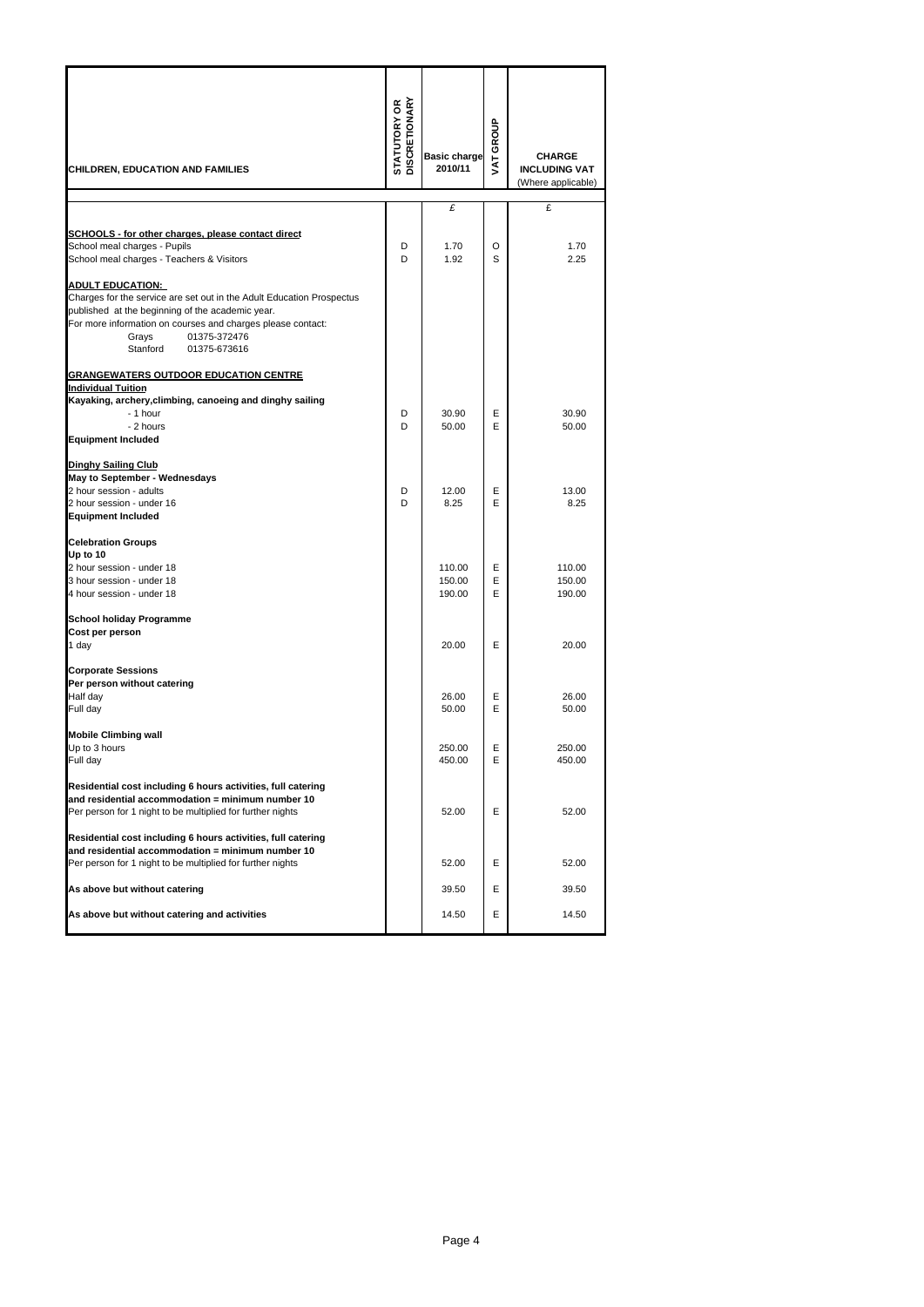| CHILDREN, EDUCATION AND FAMILIES | STATUTORY OR DISCRETIONARY | Basic charge 2010/11 | VAT GROUP | CHARGE INCLUDING VAT (Where applicable) |
|---|---|---|---|---|
| | | £ | | £ |
| **SCHOOLS - for other charges, please contact direct** | | | | |
| School meal charges - Pupils | D | 1.70 | O | 1.70 |
| School meal charges - Teachers & Visitors | D | 1.92 | S | 2.25 |
| **ADULT EDUCATION:** | | | | |
| Charges for the service are set out in the Adult Education Prospectus published at the beginning of the academic year. | | | | |
| For more information on courses and charges please contact: | | | | |
| Grays 01375-372476 | | | | |
| Stanford 01375-673616 | | | | |
| **GRANGEWATERS OUTDOOR EDUCATION CENTRE** | | | | |
| **Individual Tuition** | | | | |
| **Kayaking, archery,climbing, canoeing and dinghy sailing** | | | | |
| - 1 hour | D | 30.90 | E | 30.90 |
| - 2 hours | D | 50.00 | E | 50.00 |
| **Equipment Included** | | | | |
| **Dinghy Sailing Club** | | | | |
| **May to September - Wednesdays** | | | | |
| 2 hour session - adults | D | 12.00 | E | 13.00 |
| 2 hour session - under 16 | D | 8.25 | E | 8.25 |
| **Equipment Included** | | | | |
| **Celebration Groups** | | | | |
| **Up to 10** | | | | |
| 2 hour session - under 18 | | 110.00 | E | 110.00 |
| 3 hour session - under 18 | | 150.00 | E | 150.00 |
| 4 hour session - under 18 | | 190.00 | E | 190.00 |
| **School holiday Programme** | | | | |
| **Cost per person** | | | | |
| 1 day | | 20.00 | E | 20.00 |
| **Corporate Sessions** | | | | |
| **Per person without catering** | | | | |
| Half day | | 26.00 | E | 26.00 |
| Full day | | 50.00 | E | 50.00 |
| **Mobile Climbing wall** | | | | |
| Up to 3 hours | | 250.00 | E | 250.00 |
| Full day | | 450.00 | E | 450.00 |
| **Residential cost including 6 hours activities, full catering and residential accommodation = minimum number 10** | | | | |
| Per person for 1 night to be multiplied for further nights | | 52.00 | E | 52.00 |
| **Residential cost including 6 hours activities, full catering and residential accommodation = minimum number 10** | | | | |
| Per person for 1 night to be multiplied for further nights | | 52.00 | E | 52.00 |
| **As above but without catering** | | 39.50 | E | 39.50 |
| **As above but without catering and activities** | | 14.50 | E | 14.50 |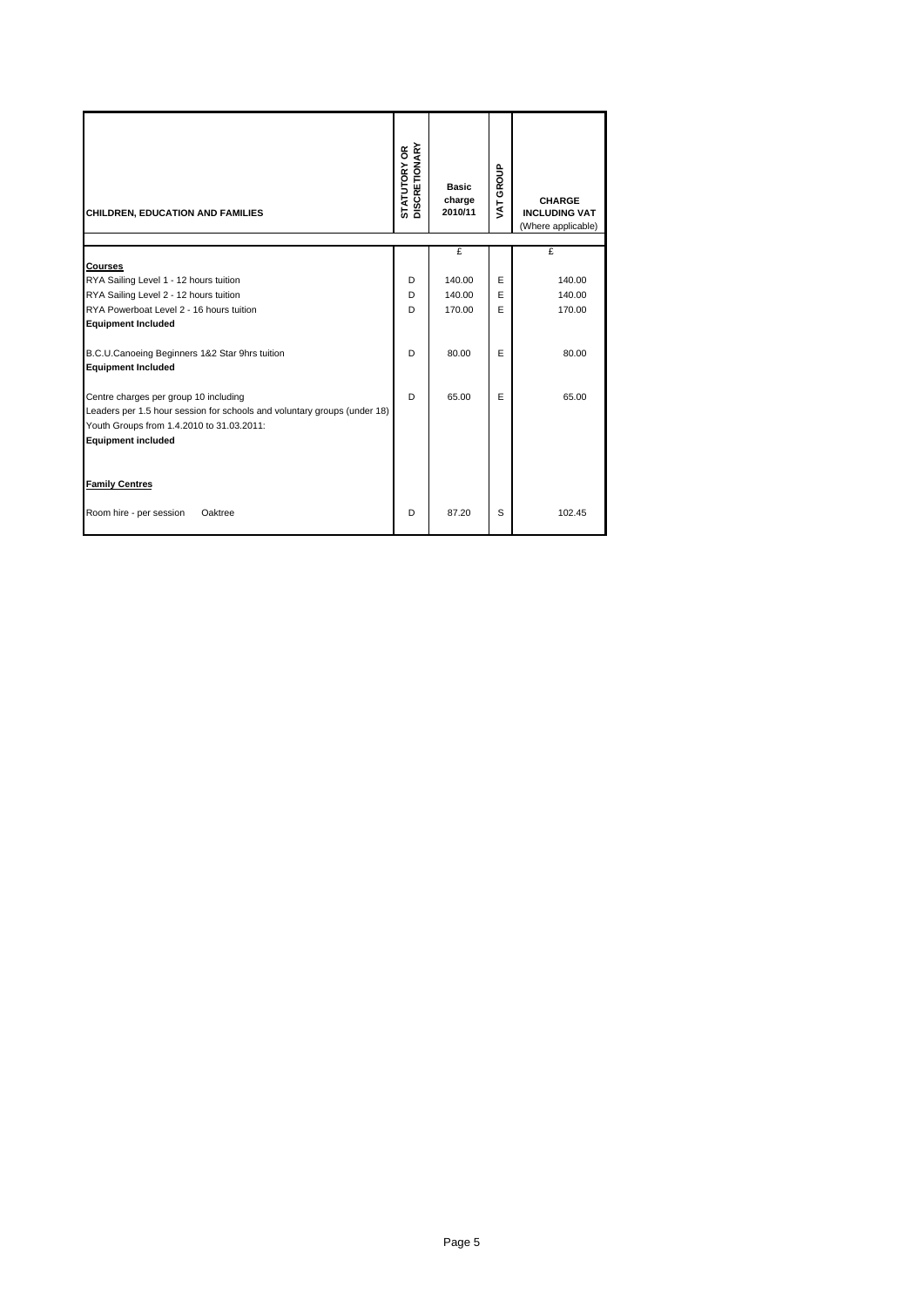| CHILDREN, EDUCATION AND FAMILIES | STATUTORY OR DISCRETIONARY | Basic charge 2010/11 | VAT GROUP | CHARGE INCLUDING VAT (Where applicable) |
|---|---|---|---|---|
| | | £ | | £ |
| **Courses** | | | | |
| RYA Sailing Level 1 - 12 hours tuition | D | 140.00 | E | 140.00 |
| RYA Sailing Level 2 - 12 hours tuition | D | 140.00 | E | 140.00 |
| RYA Powerboat Level 2 - 16 hours tuition | D | 170.00 | E | 170.00 |
| **Equipment Included** | | | | |
| | | | | |
| B.C.U.Canoeing Beginners 1&2 Star 9hrs tuition | D | 80.00 | E | 80.00 |
| **Equipment Included** | | | | |
| | | | | |
| Centre charges per group 10 including | D | 65.00 | E | 65.00 |
| Leaders per 1.5 hour session for schools and voluntary groups (under 18) | | | | |
| Youth Groups from 1.4.2010 to 31.03.2011: | | | | |
| **Equipment included** | | | | |
| | | | | |
| **Family Centres** | | | | |
| | | | | |
| Room hire - per session Oaktree | D | 87.20 | S | 102.45 |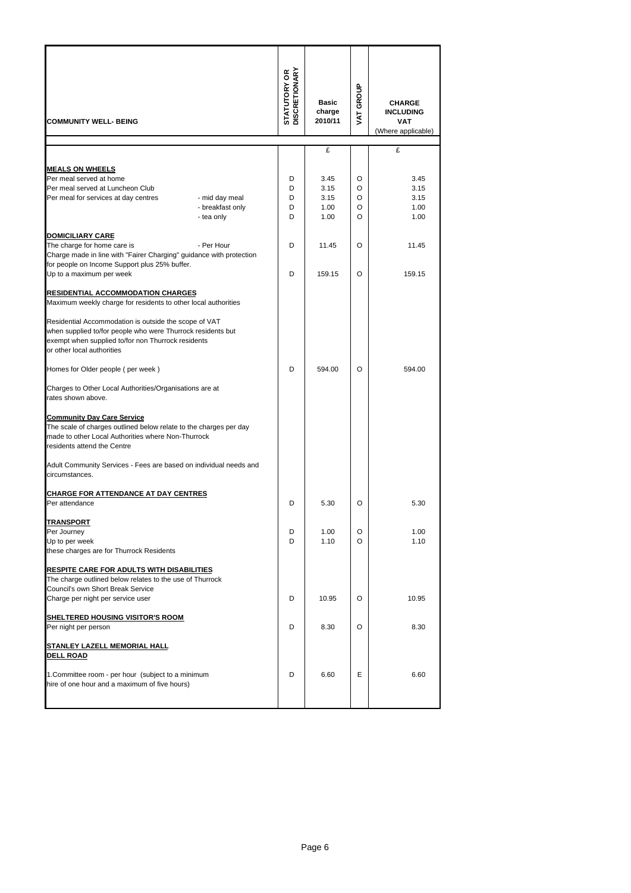| COMMUNITY WELL- BEING | | STATUTORY OR DISCRETIONARY | Basic charge 2010/11 | VAT GROUP | CHARGE INCLUDING VAT (Where applicable) |
|---|---|---|---|---|---|
| | | | £ | | £ |
| **MEALS ON WHEELS** | | | | | |
| Per meal served at home | | D | 3.45 | O | 3.45 |
| Per meal served at Luncheon Club | | D | 3.15 | O | 3.15 |
| Per meal for services at day centres | - mid day meal | D | 3.15 | O | 3.15 |
| | - breakfast only | D | 1.00 | O | 1.00 |
| | - tea only | D | 1.00 | O | 1.00 |
| **DOMICILIARY CARE** | | | | | |
| The charge for home care is | - Per Hour | D | 11.45 | O | 11.45 |
| Charge made in line with "Fairer Charging" guidance with protection for people on Income Support plus 25% buffer. | | | | | |
| Up to a maximum per week | | D | 159.15 | O | 159.15 |
| **RESIDENTIAL ACCOMMODATION CHARGES** | | | | | |
| Maximum weekly charge for residents to other local authorities | | | | | |
| Residential Accommodation is outside the scope of VAT when supplied to/for people who were Thurrock residents but exempt when supplied to/for non Thurrock residents or other local authorities | | | | | |
| Homes for Older people ( per week ) | | D | 594.00 | O | 594.00 |
| Charges to Other Local Authorities/Organisations are at rates shown above. | | | | | |
| **Community Day Care Service** | | | | | |
| The scale of charges outlined below relate to the charges per day made to other Local Authorities where Non-Thurrock residents attend the Centre | | | | | |
| Adult Community Services - Fees are based on individual needs and circumstances. | | | | | |
| **CHARGE FOR ATTENDANCE AT DAY CENTRES** | | | | | |
| Per attendance | | D | 5.30 | O | 5.30 |
| **TRANSPORT** | | | | | |
| Per Journey | | D | 1.00 | O | 1.00 |
| Up to per week | | D | 1.10 | O | 1.10 |
| these charges are for Thurrock Residents | | | | | |
| **RESPITE CARE FOR ADULTS WITH DISABILITIES** | | | | | |
| The charge outlined below relates to the use of Thurrock Council's own Short Break Service | | | | | |
| Charge per night per service user | | D | 10.95 | O | 10.95 |
| **SHELTERED HOUSING VISITOR'S ROOM** | | | | | |
| Per night per person | | D | 8.30 | O | 8.30 |
| **STANLEY LAZELL MEMORIAL HALL DELL ROAD** | | | | | |
| 1.Committee room - per hour (subject to a minimum hire of one hour and a maximum of five hours) | | D | 6.60 | E | 6.60 |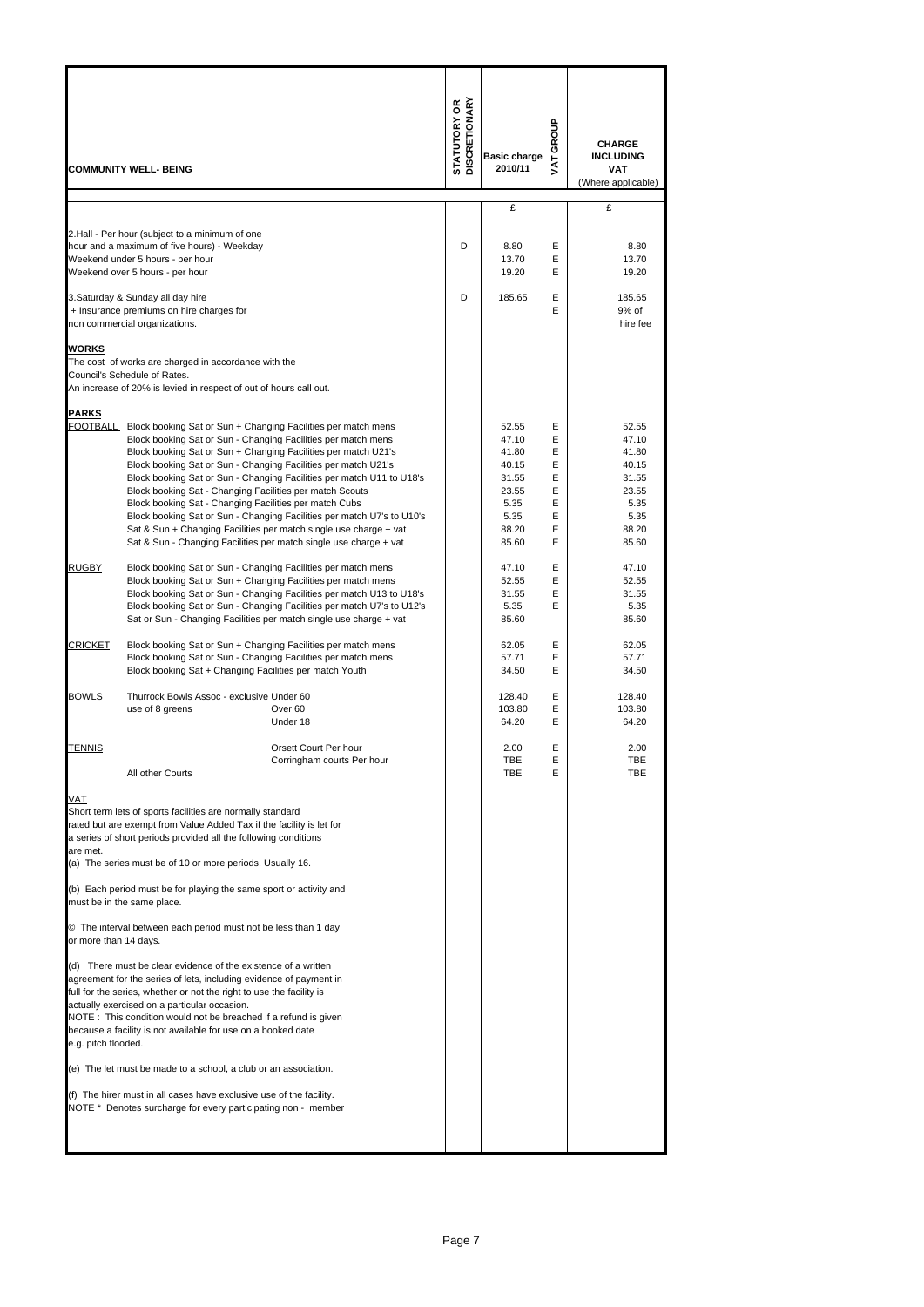| COMMUNITY WELL- BEING | | | STATUTORY OR DISCRETIONARY | Basic charge 2010/11 | VAT GROUP | CHARGE INCLUDING VAT (Where applicable) |
|---|---|---|---|---|---|---|
| | | | | £ | | £ |
| 2.Hall - Per hour (subject to a minimum of one hour and a maximum of five hours) - Weekday | | | D | 8.80 | E | 8.80 |
| Weekend under 5 hours - per hour | | | | 13.70 | E | 13.70 |
| Weekend over 5 hours - per hour | | | | 19.20 | E | 19.20 |
| 3.Saturday & Sunday all day hire | | | D | 185.65 | E | 185.65 |
| + Insurance premiums on hire charges for non commercial organizations. | | | | | E | 9% of hire fee |
| **WORKS** | | | | | | |
| The cost of works are charged in accordance with the Council's Schedule of Rates. | | | | | | |
| An increase of 20% is levied in respect of out of hours call out. | | | | | | |
| **PARKS** | | | | | | |
| FOOTBALL | Block booking Sat or Sun + Changing Facilities per match mens | | | 52.55 | E | 52.55 |
| | Block booking Sat or Sun - Changing Facilities per match mens | | | 47.10 | E | 47.10 |
| | Block booking Sat or Sun + Changing Facilities per match U21's | | | 41.80 | E | 41.80 |
| | Block booking Sat or Sun - Changing Facilities per match U21's | | | 40.15 | E | 40.15 |
| | Block booking Sat or Sun - Changing Facilities per match U11 to U18's | | | 31.55 | E | 31.55 |
| | Block booking Sat - Changing Facilities per match Scouts | | | 23.55 | E | 23.55 |
| | Block booking Sat - Changing Facilities per match Cubs | | | 5.35 | E | 5.35 |
| | Block booking Sat or Sun - Changing Facilities per match U7's to U10's | | | 5.35 | E | 5.35 |
| | Sat & Sun + Changing Facilities per match single use charge + vat | | | 88.20 | E | 88.20 |
| | Sat & Sun - Changing Facilities per match single use charge + vat | | | 85.60 | E | 85.60 |
| RUGBY | Block booking Sat or Sun - Changing Facilities per match mens | | | 47.10 | E | 47.10 |
| | Block booking Sat or Sun + Changing Facilities per match mens | | | 52.55 | E | 52.55 |
| | Block booking Sat or Sun - Changing Facilities per match U13 to U18's | | | 31.55 | E | 31.55 |
| | Block booking Sat or Sun - Changing Facilities per match U7's to U12's | | | 5.35 | E | 5.35 |
| | Sat or Sun - Changing Facilities per match single use charge + vat | | | 85.60 | | 85.60 |
| CRICKET | Block booking Sat or Sun + Changing Facilities per match mens | | | 62.05 | E | 62.05 |
| | Block booking Sat or Sun - Changing Facilities per match mens | | | 57.71 | E | 57.71 |
| | Block booking Sat + Changing Facilities per match Youth | | | 34.50 | E | 34.50 |
| BOWLS | Thurrock Bowls Assoc - exclusive | Under 60 | | 128.40 | E | 128.40 |
| | use of 8 greens | Over 60 | | 103.80 | E | 103.80 |
| | | Under 18 | | 64.20 | E | 64.20 |
| TENNIS | | Orsett Court Per hour | | 2.00 | E | 2.00 |
| | | Corringham courts Per hour | | TBE | E | TBE |
| | All other Courts | | | TBE | E | TBE |

**VAT**

Short term lets of sports facilities are normally standard rated but are exempt from Value Added Tax if the facility is let for a series of short periods provided all the following conditions are met.

(a) The series must be of 10 or more periods. Usually 16.

(b) Each period must be for playing the same sport or activity and must be in the same place.

© The interval between each period must not be less than 1 day or more than 14 days.

(d) There must be clear evidence of the existence of a written agreement for the series of lets, including evidence of payment in full for the series, whether or not the right to use the facility is actually exercised on a particular occasion.
NOTE : This condition would not be breached if a refund is given because a facility is not available for use on a booked date e.g. pitch flooded.

(e) The let must be made to a school, a club or an association.

(f) The hirer must in all cases have exclusive use of the facility.
NOTE * Denotes surcharge for every participating non - member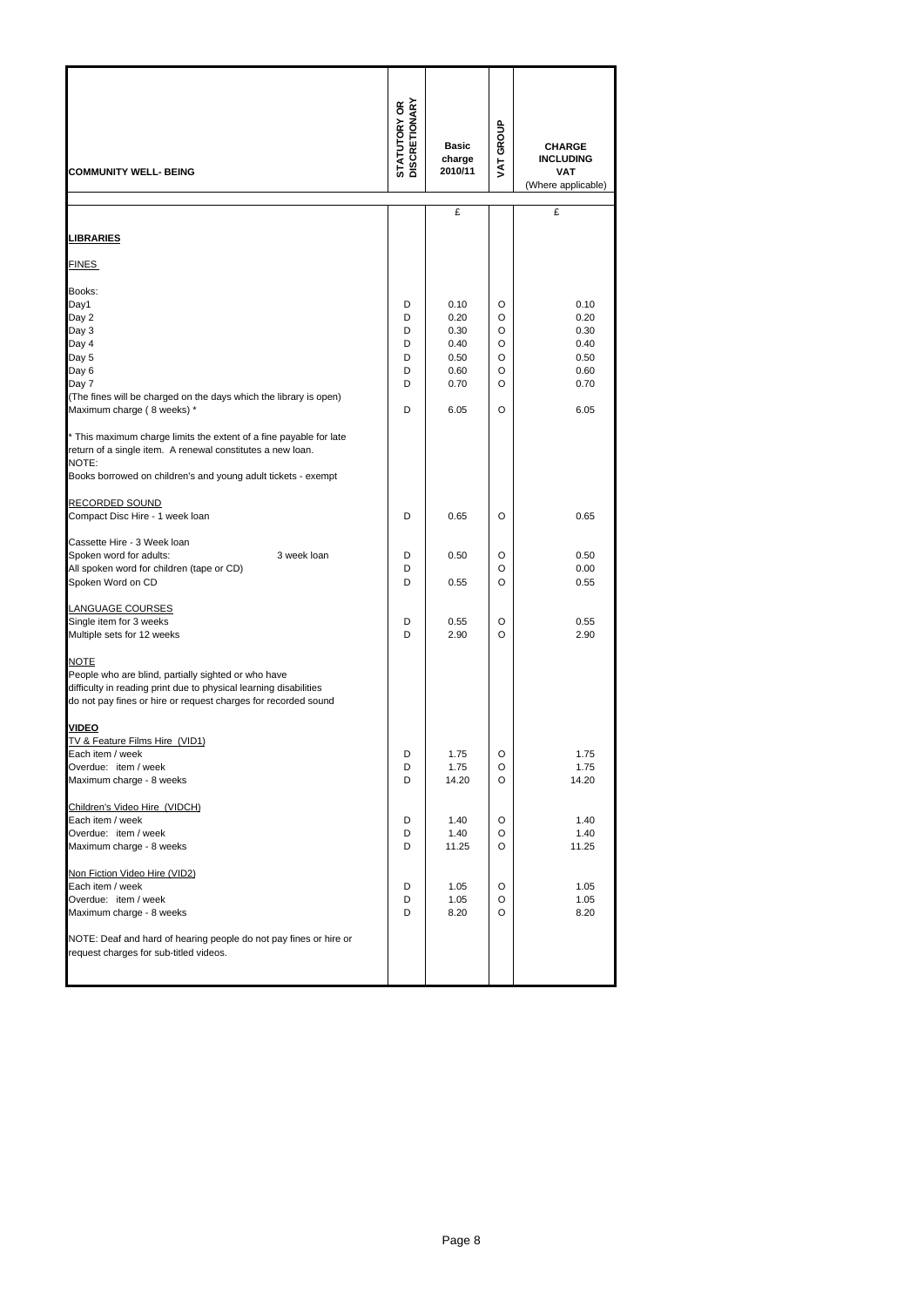| COMMUNITY WELL- BEING | STATUTORY OR DISCRETIONARY | Basic charge 2010/11 | VAT GROUP | CHARGE INCLUDING VAT (Where applicable) |
|---|---|---|---|---|
| | | £ | | £ |
| **LIBRARIES** | | | | |
| FINES | | | | |
| Books: | | | | |
| Day1 | D | 0.10 | O | 0.10 |
| Day 2 | D | 0.20 | O | 0.20 |
| Day 3 | D | 0.30 | O | 0.30 |
| Day 4 | D | 0.40 | O | 0.40 |
| Day 5 | D | 0.50 | O | 0.50 |
| Day 6 | D | 0.60 | O | 0.60 |
| Day 7 | D | 0.70 | O | 0.70 |
| (The fines will be charged on the days which the library is open) | | | | |
| Maximum charge ( 8 weeks) * | D | 6.05 | O | 6.05 |
| * This maximum charge limits the extent of a fine payable for late return of a single item. A renewal constitutes a new loan. | | | | |
| NOTE: | | | | |
| Books borrowed on children's and young adult tickets - exempt | | | | |
| RECORDED SOUND | | | | |
| Compact Disc Hire - 1 week loan | D | 0.65 | O | 0.65 |
| Cassette Hire - 3 Week loan | | | | |
| Spoken word for adults: 3 week loan | D | 0.50 | O | 0.50 |
| All spoken word for children (tape or CD) | D | | O | 0.00 |
| Spoken Word on CD | D | 0.55 | O | 0.55 |
| LANGUAGE COURSES | | | | |
| Single item for 3 weeks | D | 0.55 | O | 0.55 |
| Multiple sets for 12 weeks | D | 2.90 | O | 2.90 |
| NOTE | | | | |
| People who are blind, partially sighted or who have difficulty in reading print due to physical learning disabilities do not pay fines or hire or request charges for recorded sound | | | | |
| **VIDEO** | | | | |
| TV & Feature Films Hire (VID1) | | | | |
| Each item / week | D | 1.75 | O | 1.75 |
| Overdue: item / week | D | 1.75 | O | 1.75 |
| Maximum charge - 8 weeks | D | 14.20 | O | 14.20 |
| Children's Video Hire (VIDCH) | | | | |
| Each item / week | D | 1.40 | O | 1.40 |
| Overdue: item / week | D | 1.40 | O | 1.40 |
| Maximum charge - 8 weeks | D | 11.25 | O | 11.25 |
| Non Fiction Video Hire (VID2) | | | | |
| Each item / week | D | 1.05 | O | 1.05 |
| Overdue: item / week | D | 1.05 | O | 1.05 |
| Maximum charge - 8 weeks | D | 8.20 | O | 8.20 |
| NOTE: Deaf and hard of hearing people do not pay fines or hire or request charges for sub-titled videos. | | | | |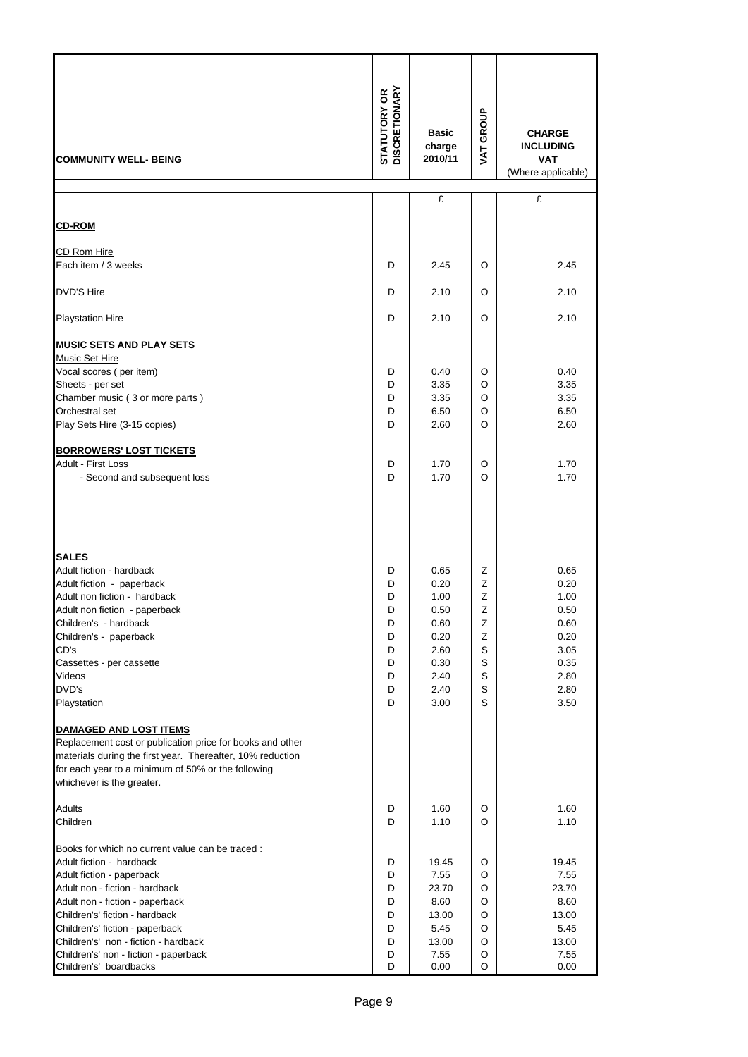| COMMUNITY WELL- BEING | STATUTORY OR DISCRETIONARY | Basic charge 2010/11 | VAT GROUP | CHARGE INCLUDING VAT (Where applicable) |
|---|---|---|---|---|
| | | £ | | £ |
| **CD-ROM** | | | | |
| CD Rom Hire | | | | |
| Each item / 3 weeks | D | 2.45 | O | 2.45 |
| DVD'S Hire | D | 2.10 | O | 2.10 |
| Playstation Hire | D | 2.10 | O | 2.10 |
| **MUSIC SETS AND PLAY SETS** | | | | |
| Music Set Hire | | | | |
| Vocal scores ( per item) | D | 0.40 | O | 0.40 |
| Sheets - per set | D | 3.35 | O | 3.35 |
| Chamber music ( 3 or more parts ) | D | 3.35 | O | 3.35 |
| Orchestral set | D | 6.50 | O | 6.50 |
| Play Sets Hire (3-15 copies) | D | 2.60 | O | 2.60 |
| **BORROWERS' LOST TICKETS** | | | | |
| Adult - First Loss | D | 1.70 | O | 1.70 |
| - Second and subsequent loss | D | 1.70 | O | 1.70 |
| **SALES** | | | | |
| Adult fiction - hardback | D | 0.65 | Z | 0.65 |
| Adult fiction - paperback | D | 0.20 | Z | 0.20 |
| Adult non fiction - hardback | D | 1.00 | Z | 1.00 |
| Adult non fiction - paperback | D | 0.50 | Z | 0.50 |
| Children's - hardback | D | 0.60 | Z | 0.60 |
| Children's - paperback | D | 0.20 | Z | 0.20 |
| CD's | D | 2.60 | S | 3.05 |
| Cassettes - per cassette | D | 0.30 | S | 0.35 |
| Videos | D | 2.40 | S | 2.80 |
| DVD's | D | 2.40 | S | 2.80 |
| Playstation | D | 3.00 | S | 3.50 |
| **DAMAGED AND LOST ITEMS** | | | | |
| Replacement cost or publication price for books and other materials during the first year. Thereafter, 10% reduction for each year to a minimum of 50% or the following whichever is the greater. | | | | |
| Adults | D | 1.60 | O | 1.60 |
| Children | D | 1.10 | O | 1.10 |
| Books for which no current value can be traced : | | | | |
| Adult fiction - hardback | D | 19.45 | O | 19.45 |
| Adult fiction - paperback | D | 7.55 | O | 7.55 |
| Adult non - fiction - hardback | D | 23.70 | O | 23.70 |
| Adult non - fiction - paperback | D | 8.60 | O | 8.60 |
| Children's' fiction - hardback | D | 13.00 | O | 13.00 |
| Children's' fiction - paperback | D | 5.45 | O | 5.45 |
| Children's' non - fiction - hardback | D | 13.00 | O | 13.00 |
| Children's' non - fiction - paperback | D | 7.55 | O | 7.55 |
| Children's' boardbacks | D | 0.00 | O | 0.00 |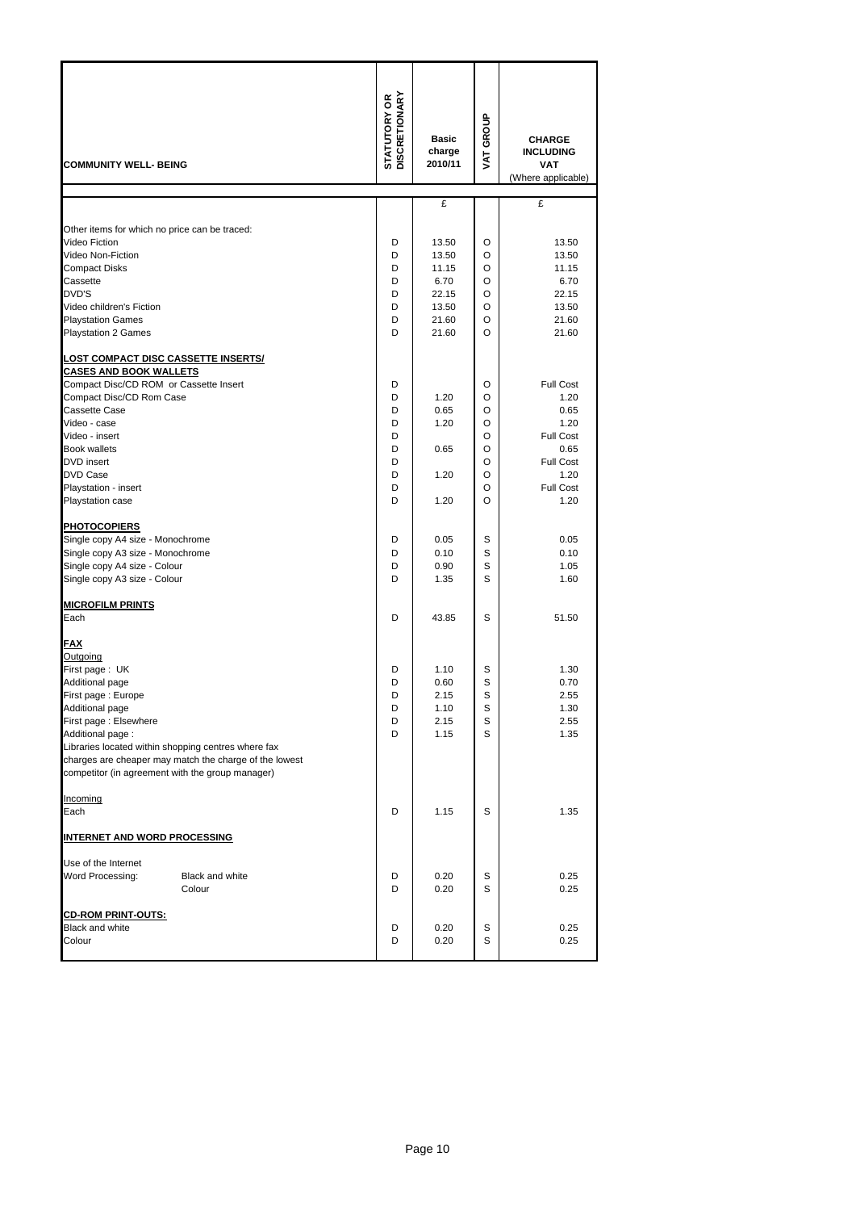| COMMUNITY WELL- BEING | STATUTORY OR DISCRETIONARY | Basic charge 2010/11 | VAT GROUP | CHARGE INCLUDING VAT (Where applicable) |
|---|---|---|---|---|
| | | £ | | £ |
| Other items for which no price can be traced: | | | | |
| Video Fiction | D | 13.50 | O | 13.50 |
| Video Non-Fiction | D | 13.50 | O | 13.50 |
| Compact Disks | D | 11.15 | O | 11.15 |
| Cassette | D | 6.70 | O | 6.70 |
| DVD'S | D | 22.15 | O | 22.15 |
| Video children's Fiction | D | 13.50 | O | 13.50 |
| Playstation Games | D | 21.60 | O | 21.60 |
| Playstation 2 Games | D | 21.60 | O | 21.60 |
| **LOST COMPACT DISC CASSETTE INSERTS/ CASES AND BOOK WALLETS** | | | | |
| Compact Disc/CD ROM or Cassette Insert | D | | O | Full Cost |
| Compact Disc/CD Rom Case | D | 1.20 | O | 1.20 |
| Cassette Case | D | 0.65 | O | 0.65 |
| Video - case | D | 1.20 | O | 1.20 |
| Video - insert | D | | O | Full Cost |
| Book wallets | D | 0.65 | O | 0.65 |
| DVD insert | D | | O | Full Cost |
| DVD Case | D | 1.20 | O | 1.20 |
| Playstation - insert | D | | O | Full Cost |
| Playstation case | D | 1.20 | O | 1.20 |
| **PHOTOCOPIERS** | | | | |
| Single copy A4 size - Monochrome | D | 0.05 | S | 0.05 |
| Single copy A3 size - Monochrome | D | 0.10 | S | 0.10 |
| Single copy A4 size - Colour | D | 0.90 | S | 1.05 |
| Single copy A3 size - Colour | D | 1.35 | S | 1.60 |
| **MICROFILM PRINTS** | | | | |
| Each | D | 43.85 | S | 51.50 |
| **FAX** | | | | |
| Outgoing | | | | |
| First page : UK | D | 1.10 | S | 1.30 |
| Additional page | D | 0.60 | S | 0.70 |
| First page : Europe | D | 2.15 | S | 2.55 |
| Additional page | D | 1.10 | S | 1.30 |
| First page : Elsewhere | D | 2.15 | S | 2.55 |
| Additional page : | D | 1.15 | S | 1.35 |
| Libraries located within shopping centres where fax charges are cheaper may match the charge of the lowest competitor (in agreement with the group manager) | | | | |
| Incoming | | | | |
| Each | D | 1.15 | S | 1.35 |
| **INTERNET AND WORD PROCESSING** | | | | |
| Use of the Internet | | | | |
| Word Processing: Black and white | D | 0.20 | S | 0.25 |
| Colour | D | 0.20 | S | 0.25 |
| **CD-ROM PRINT-OUTS:** | | | | |
| Black and white | D | 0.20 | S | 0.25 |
| Colour | D | 0.20 | S | 0.25 |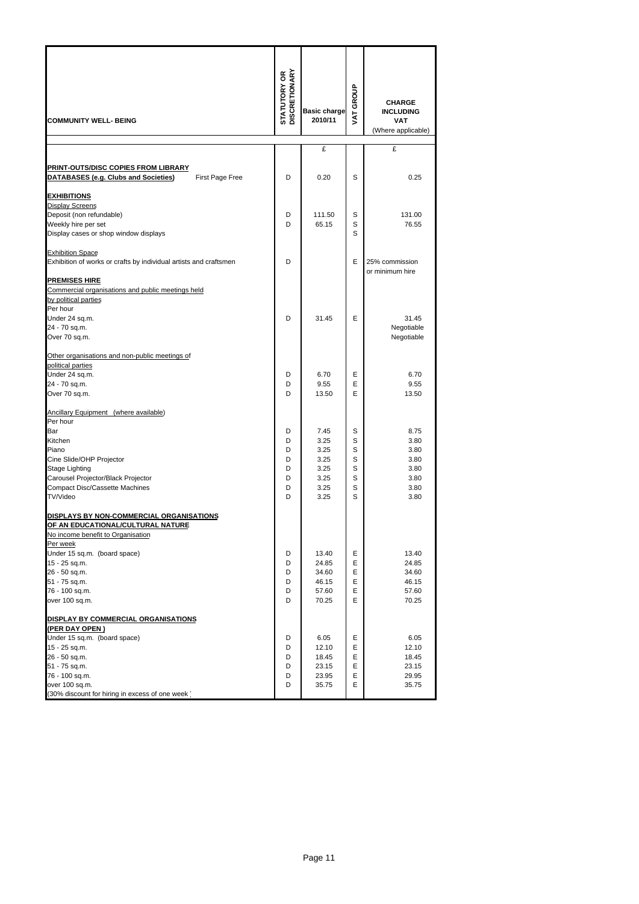| COMMUNITY WELL- BEING | STATUTORY OR DISCRETIONARY | Basic charge 2010/11 | VAT GROUP | CHARGE INCLUDING VAT (Where applicable) |
|---|---|---|---|---|
| | | £ | | £ |
| **PRINT-OUTS/DISC COPIES FROM LIBRARY DATABASES (e.g. Clubs and Societies)** First Page Free | D | 0.20 | S | 0.25 |
| **EXHIBITIONS** | | | | |
| Display Screens | | | | |
| Deposit (non refundable) | D | 111.50 | S | 131.00 |
| Weekly hire per set | D | 65.15 | S | 76.55 |
| Display cases or shop window displays | | | S | |
| Exhibition Space | | | | |
| Exhibition of works or crafts by individual artists and craftsmen | D | | E | 25% commission or minimum hire |
| **PREMISES HIRE** | | | | |
| Commercial organisations and public meetings held by political parties | | | | |
| Per hour | | | | |
| Under 24 sq.m. | D | 31.45 | E | 31.45 |
| 24 - 70 sq.m. | | | | Negotiable |
| Over 70 sq.m. | | | | Negotiable |
| Other organisations and non-public meetings of political parties | | | | |
| Under 24 sq.m. | D | 6.70 | E | 6.70 |
| 24 - 70 sq.m. | D | 9.55 | E | 9.55 |
| Over 70 sq.m. | D | 13.50 | E | 13.50 |
| Ancillary Equipment (where available) | | | | |
| Per hour | | | | |
| Bar | D | 7.45 | S | 8.75 |
| Kitchen | D | 3.25 | S | 3.80 |
| Piano | D | 3.25 | S | 3.80 |
| Cine Slide/OHP Projector | D | 3.25 | S | 3.80 |
| Stage Lighting | D | 3.25 | S | 3.80 |
| Carousel Projector/Black Projector | D | 3.25 | S | 3.80 |
| Compact Disc/Cassette Machines | D | 3.25 | S | 3.80 |
| TV/Video | D | 3.25 | S | 3.80 |
| **DISPLAYS BY NON-COMMERCIAL ORGANISATIONS OF AN EDUCATIONAL/CULTURAL NATURE** | | | | |
| No income benefit to Organisation | | | | |
| Per week | | | | |
| Under 15 sq.m. (board space) | D | 13.40 | E | 13.40 |
| 15 - 25 sq.m. | D | 24.85 | E | 24.85 |
| 26 - 50 sq.m. | D | 34.60 | E | 34.60 |
| 51 - 75 sq.m. | D | 46.15 | E | 46.15 |
| 76 - 100 sq.m. | D | 57.60 | E | 57.60 |
| over 100 sq.m. | D | 70.25 | E | 70.25 |
| **DISPLAY BY COMMERCIAL ORGANISATIONS (PER DAY OPEN )** | | | | |
| Under 15 sq.m. (board space) | D | 6.05 | E | 6.05 |
| 15 - 25 sq.m. | D | 12.10 | E | 12.10 |
| 26 - 50 sq.m. | D | 18.45 | E | 18.45 |
| 51 - 75 sq.m. | D | 23.15 | E | 23.15 |
| 76 - 100 sq.m. | D | 23.95 | E | 29.95 |
| over 100 sq.m. | D | 35.75 | E | 35.75 |
| (30% discount for hiring in excess of one week ) | | | | |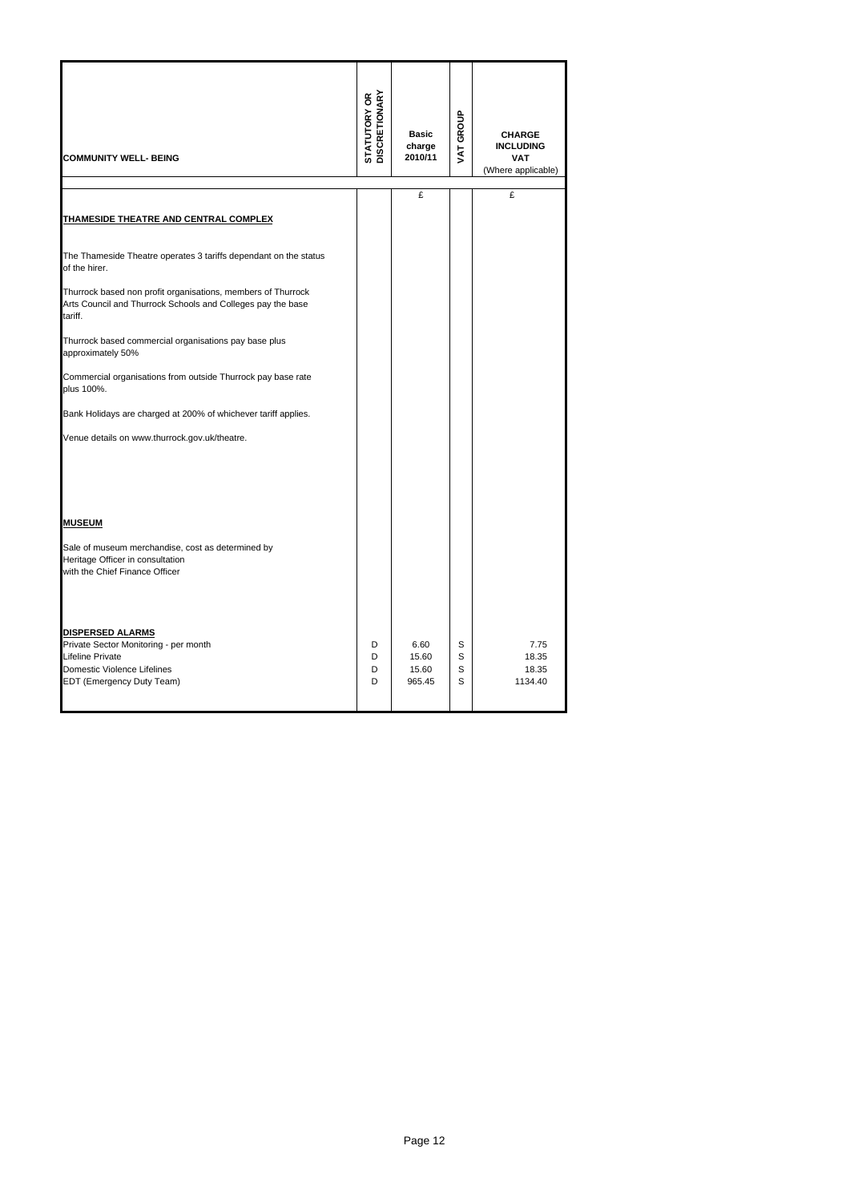| COMMUNITY WELL- BEING | STATUTORY OR DISCRETIONARY | Basic charge 2010/11 | VAT GROUP | CHARGE INCLUDING VAT (Where applicable) |
|---|---|---|---|---|
| | | £ | | £ |
| **THAMESIDE THEATRE AND CENTRAL COMPLEX** | | | | |
| The Thameside Theatre operates 3 tariffs dependant on the status of the hirer. | | | | |
| Thurrock based non profit organisations, members of Thurrock Arts Council and Thurrock Schools and Colleges pay the base tariff. | | | | |
| Thurrock based commercial organisations pay base plus approximately 50% | | | | |
| Commercial organisations from outside Thurrock pay base rate plus 100%. | | | | |
| Bank Holidays are charged at 200% of whichever tariff applies. | | | | |
| Venue details on www.thurrock.gov.uk/theatre. | | | | |
| **MUSEUM** | | | | |
| Sale of museum merchandise, cost as determined by Heritage Officer in consultation with the Chief Finance Officer | | | | |
| **DISPERSED ALARMS** | | | | |
| Private Sector Monitoring - per month | D | 6.60 | S | 7.75 |
| Lifeline Private | D | 15.60 | S | 18.35 |
| Domestic Violence Lifelines | D | 15.60 | S | 18.35 |
| EDT (Emergency Duty Team) | D | 965.45 | S | 1134.40 |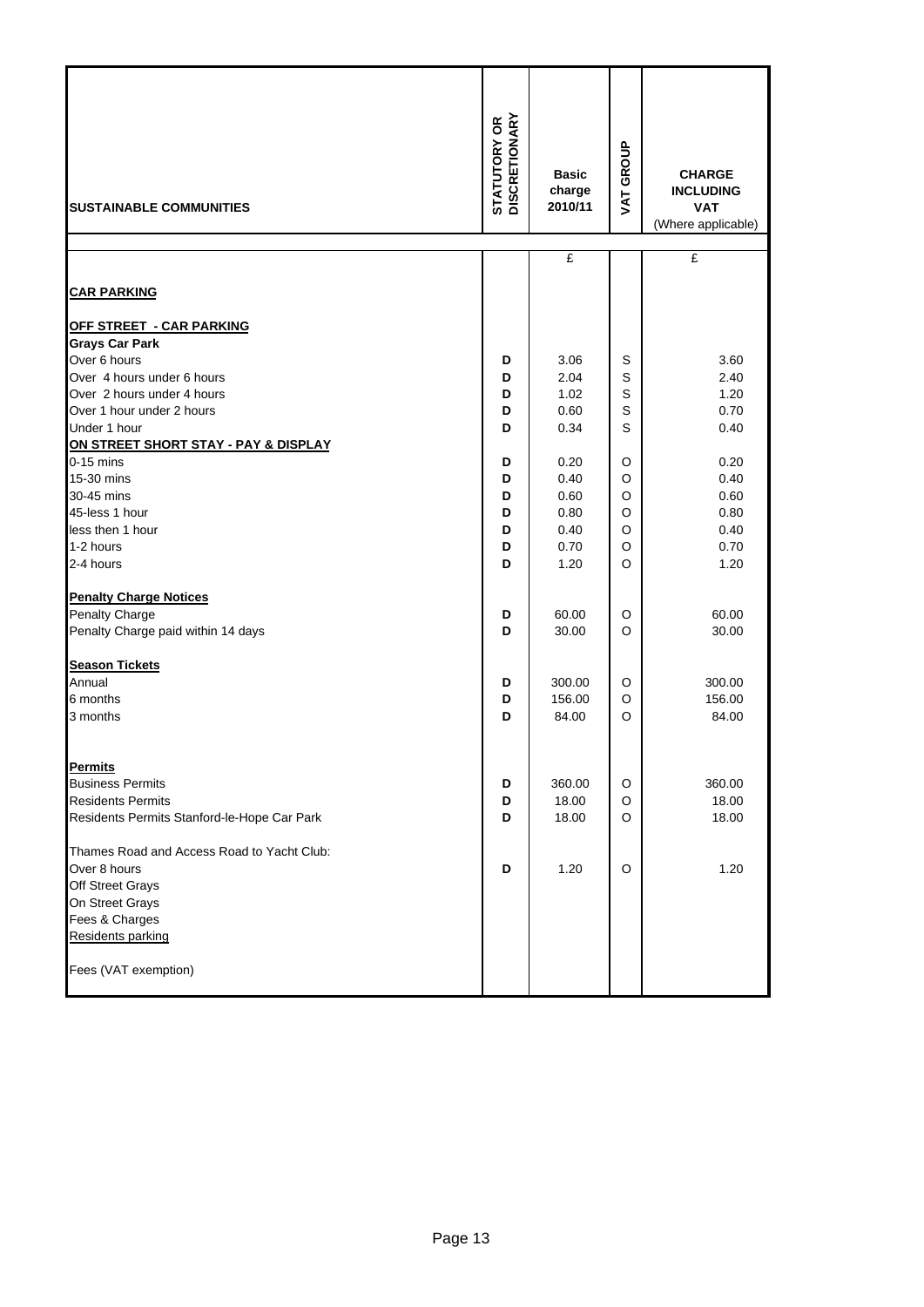| SUSTAINABLE COMMUNITIES | STATUTORY OR DISCRETIONARY | Basic charge 2010/11 | VAT GROUP | CHARGE INCLUDING VAT (Where applicable) |
|---|---|---|---|---|
| | | £ | | £ |
| **CAR PARKING** | | | | |
| **OFF STREET - CAR PARKING** | | | | |
| **Grays Car Park** | | | | |
| Over 6 hours | **D** | 3.06 | S | 3.60 |
| Over 4 hours under 6 hours | **D** | 2.04 | S | 2.40 |
| Over 2 hours under 4 hours | **D** | 1.02 | S | 1.20 |
| Over 1 hour under 2 hours | **D** | 0.60 | S | 0.70 |
| Under 1 hour | **D** | 0.34 | S | 0.40 |
| **ON STREET SHORT STAY - PAY & DISPLAY** | | | | |
| 0-15 mins | **D** | 0.20 | O | 0.20 |
| 15-30 mins | **D** | 0.40 | O | 0.40 |
| 30-45 mins | **D** | 0.60 | O | 0.60 |
| 45-less 1 hour | **D** | 0.80 | O | 0.80 |
| less then 1 hour | **D** | 0.40 | O | 0.40 |
| 1-2 hours | **D** | 0.70 | O | 0.70 |
| 2-4 hours | **D** | 1.20 | O | 1.20 |
| **Penalty Charge Notices** | | | | |
| Penalty Charge | **D** | 60.00 | O | 60.00 |
| Penalty Charge paid within 14 days | **D** | 30.00 | O | 30.00 |
| **Season Tickets** | | | | |
| Annual | **D** | 300.00 | O | 300.00 |
| 6 months | **D** | 156.00 | O | 156.00 |
| 3 months | **D** | 84.00 | O | 84.00 |
| **Permits** | | | | |
| Business Permits | **D** | 360.00 | O | 360.00 |
| Residents Permits | **D** | 18.00 | O | 18.00 |
| Residents Permits Stanford-le-Hope Car Park | **D** | 18.00 | O | 18.00 |
| Thames Road and Access Road to Yacht Club: | | | | |
| Over 8 hours | **D** | 1.20 | O | 1.20 |
| Off Street Grays | | | | |
| On Street Grays | | | | |
| Fees & Charges | | | | |
| Residents parking | | | | |
| Fees (VAT exemption) | | | | |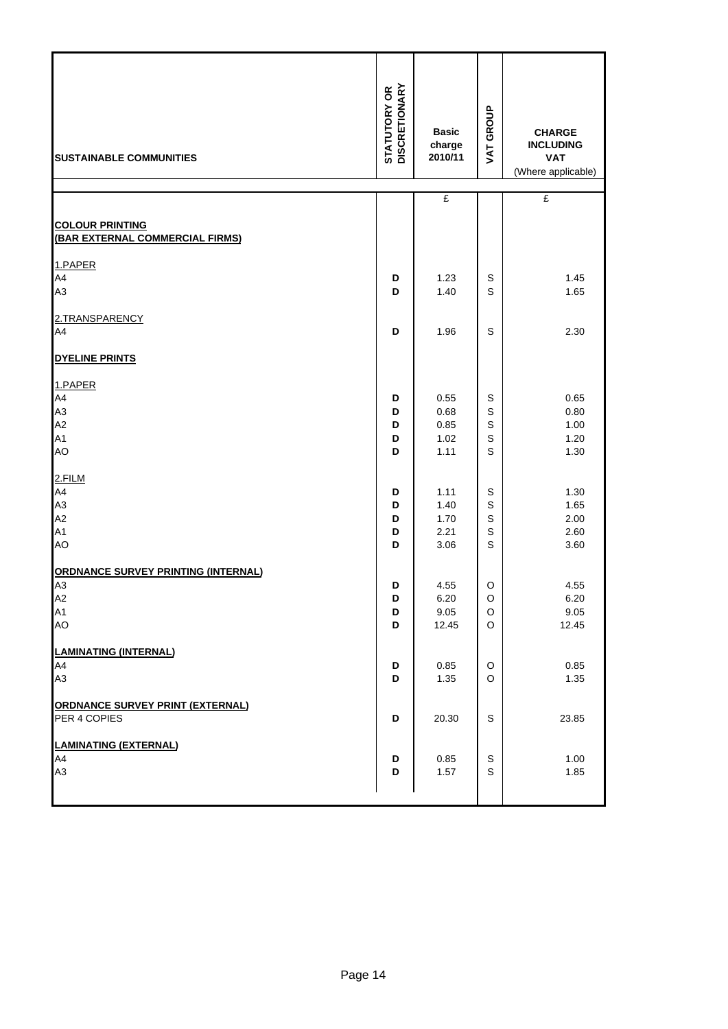| SUSTAINABLE COMMUNITIES | STATUTORY OR DISCRETIONARY | Basic charge 2010/11 | VAT GROUP | CHARGE INCLUDING VAT (Where applicable) |
|---|---|---|---|---|
| | | £ | | £ |
| **COLOUR PRINTING (BAR EXTERNAL COMMERCIAL FIRMS)** | | | | |
| 1.PAPER | | | | |
| A4 | D | 1.23 | S | 1.45 |
| A3 | D | 1.40 | S | 1.65 |
| 2.TRANSPARENCY | | | | |
| A4 | D | 1.96 | S | 2.30 |
| **DYELINE PRINTS** | | | | |
| 1.PAPER | | | | |
| A4 | D | 0.55 | S | 0.65 |
| A3 | D | 0.68 | S | 0.80 |
| A2 | D | 0.85 | S | 1.00 |
| A1 | D | 1.02 | S | 1.20 |
| AO | D | 1.11 | S | 1.30 |
| 2.FILM | | | | |
| A4 | D | 1.11 | S | 1.30 |
| A3 | D | 1.40 | S | 1.65 |
| A2 | D | 1.70 | S | 2.00 |
| A1 | D | 2.21 | S | 2.60 |
| AO | D | 3.06 | S | 3.60 |
| **ORDNANCE SURVEY PRINTING (INTERNAL)** | | | | |
| A3 | D | 4.55 | O | 4.55 |
| A2 | D | 6.20 | O | 6.20 |
| A1 | D | 9.05 | O | 9.05 |
| AO | D | 12.45 | O | 12.45 |
| **LAMINATING (INTERNAL)** | | | | |
| A4 | D | 0.85 | O | 0.85 |
| A3 | D | 1.35 | O | 1.35 |
| **ORDNANCE SURVEY PRINT (EXTERNAL)** | | | | |
| PER 4 COPIES | D | 20.30 | S | 23.85 |
| **LAMINATING (EXTERNAL)** | | | | |
| A4 | D | 0.85 | S | 1.00 |
| A3 | D | 1.57 | S | 1.85 |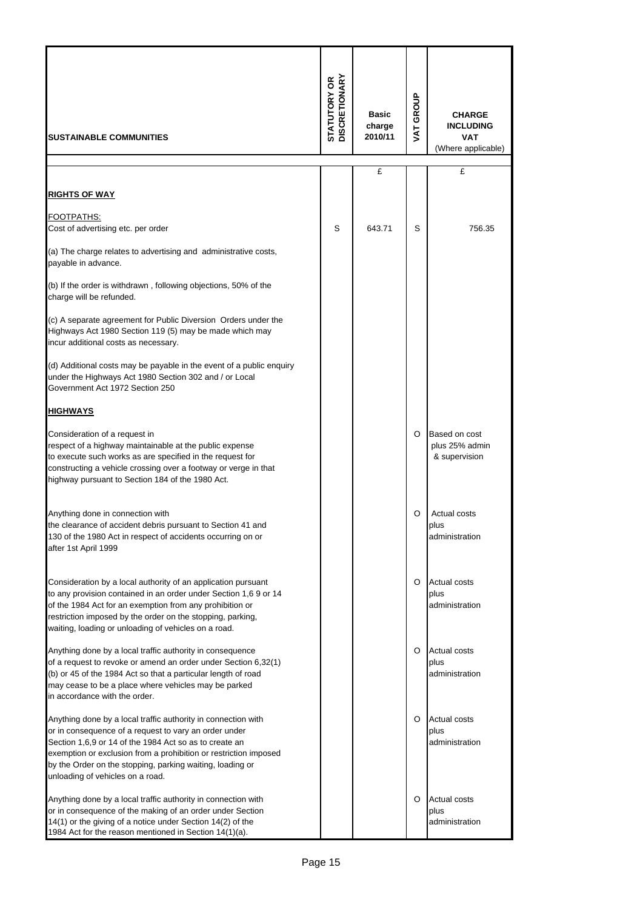| SUSTAINABLE COMMUNITIES | STATUTORY OR DISCRETIONARY | Basic charge 2010/11 | VAT GROUP | CHARGE INCLUDING VAT (Where applicable) |
|---|---|---|---|---|
| | | £ | | £ |
| **RIGHTS OF WAY** | | | | |
| FOOTPATHS: | | | | |
| Cost of advertising etc. per order | S | 643.71 | S | 756.35 |
| (a) The charge relates to advertising and administrative costs, payable in advance. | | | | |
| (b) If the order is withdrawn , following objections, 50% of the charge will be refunded. | | | | |
| (c) A separate agreement for Public Diversion Orders under the Highways Act 1980 Section 119 (5) may be made which may incur additional costs as necessary. | | | | |
| (d) Additional costs may be payable in the event of a public enquiry under the Highways Act 1980 Section 302 and / or Local Government Act 1972 Section 250 | | | | |
| **HIGHWAYS** | | | | |
| Consideration of a request in respect of a highway maintainable at the public expense to execute such works as are specified in the request for constructing a vehicle crossing over a footway or verge in that highway pursuant to Section 184 of the 1980 Act. | | | O | Based on cost plus 25% admin & supervision |
| Anything done in connection with the clearance of accident debris pursuant to Section 41 and 130 of the 1980 Act in respect of accidents occurring on or after 1st April 1999 | | | O | Actual costs plus administration |
| Consideration by a local authority of an application pursuant to any provision contained in an order under Section 1,6 9 or 14 of the 1984 Act for an exemption from any prohibition or restriction imposed by the order on the stopping, parking, waiting, loading or unloading of vehicles on a road. | | | O | Actual costs plus administration |
| Anything done by a local traffic authority in consequence of a request to revoke or amend an order under Section 6,32(1)(b) or 45 of the 1984 Act so that a particular length of road may cease to be a place where vehicles may be parked in accordance with the order. | | | O | Actual costs plus administration |
| Anything done by a local traffic authority in connection with or in consequence of a request to vary an order under Section 1,6,9 or 14 of the 1984 Act so as to create an exemption or exclusion from a prohibition or restriction imposed by the Order on the stopping, parking waiting, loading or unloading of vehicles on a road. | | | O | Actual costs plus administration |
| Anything done by a local traffic authority in connection with or in consequence of the making of an order under Section 14(1) or the giving of a notice under Section 14(2) of the 1984 Act for the reason mentioned in Section 14(1)(a). | | | O | Actual costs plus administration |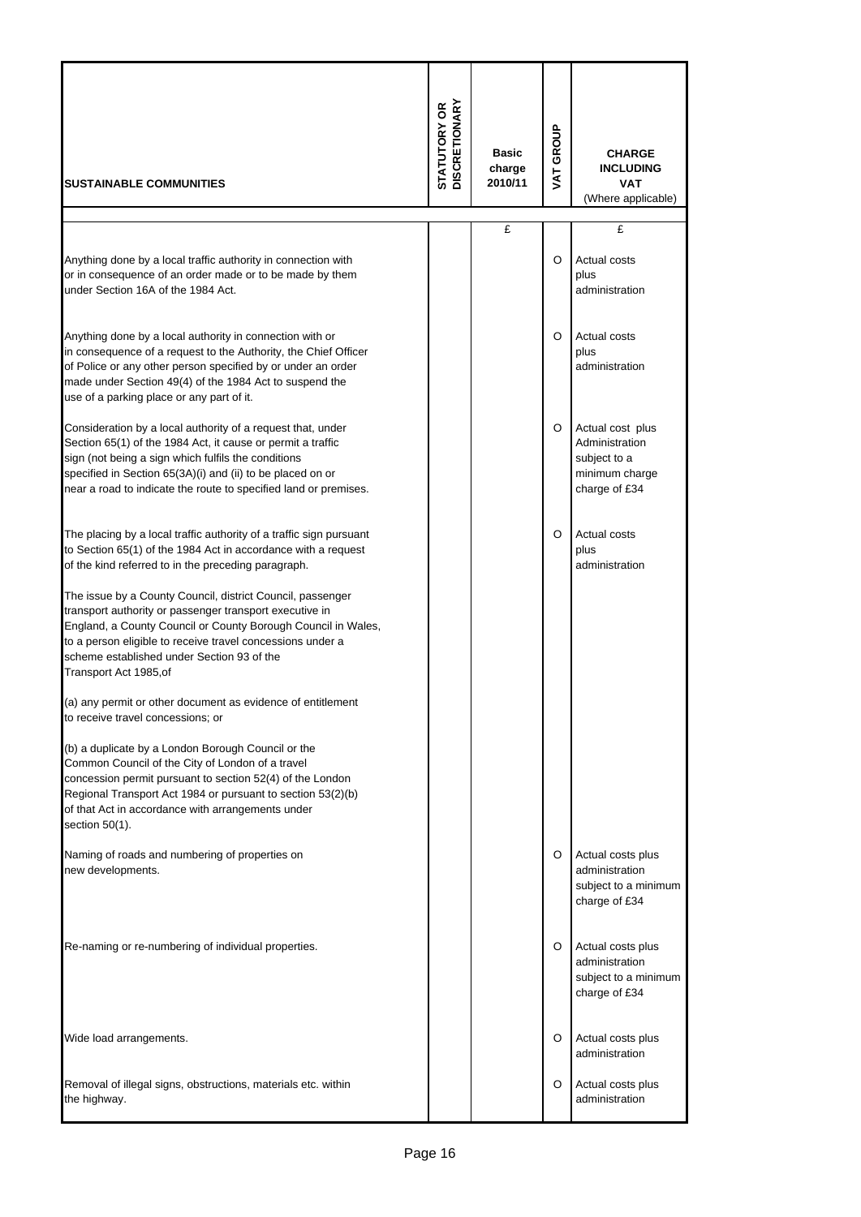| SUSTAINABLE COMMUNITIES | STATUTORY OR DISCRETIONARY | Basic charge 2010/11 | VAT GROUP | CHARGE INCLUDING VAT (Where applicable) |
|---|---|---|---|---|
| | | £ | | £ |
| Anything done by a local traffic authority in connection with or in consequence of an order made or to be made by them under Section 16A of the 1984 Act. | | | O | Actual costs plus administration |
| Anything done by a local authority in connection with or in consequence of a request to the Authority, the Chief Officer of Police or any other person specified by or under an order made under Section 49(4) of the 1984 Act to suspend the use of a parking place or any part of it. | | | O | Actual costs plus administration |
| Consideration by a local authority of a request that, under Section 65(1) of the 1984 Act, it cause or permit a traffic sign (not being a sign which fulfils the conditions specified in Section 65(3A)(i) and (ii) to be placed on or near a road to indicate the route to specified land or premises. | | | O | Actual cost plus Administration subject to a minimum charge charge of £34 |
| The placing by a local traffic authority of a traffic sign pursuant to Section 65(1) of the 1984 Act in accordance with a request of the kind referred to in the preceding paragraph. | | | O | Actual costs plus administration |
| The issue by a County Council, district Council, passenger transport authority or passenger transport executive in England, a County Council or County Borough Council in Wales, to a person eligible to receive travel concessions under a scheme established under Section 93 of the Transport Act 1985,of | | | | |
| (a) any permit or other document as evidence of entitlement to receive travel concessions; or | | | | |
| (b) a duplicate by a London Borough Council or the Common Council of the City of London of a travel concession permit pursuant to section 52(4) of the London Regional Transport Act 1984 or pursuant to section 53(2)(b) of that Act in accordance with arrangements under section 50(1). | | | | |
| Naming of roads and numbering of properties on new developments. | | | O | Actual costs plus administration subject to a minimum charge of £34 |
| Re-naming or re-numbering of individual properties. | | | O | Actual costs plus administration subject to a minimum charge of £34 |
| Wide load arrangements. | | | O | Actual costs plus administration |
| Removal of illegal signs, obstructions, materials etc. within the highway. | | | O | Actual costs plus administration |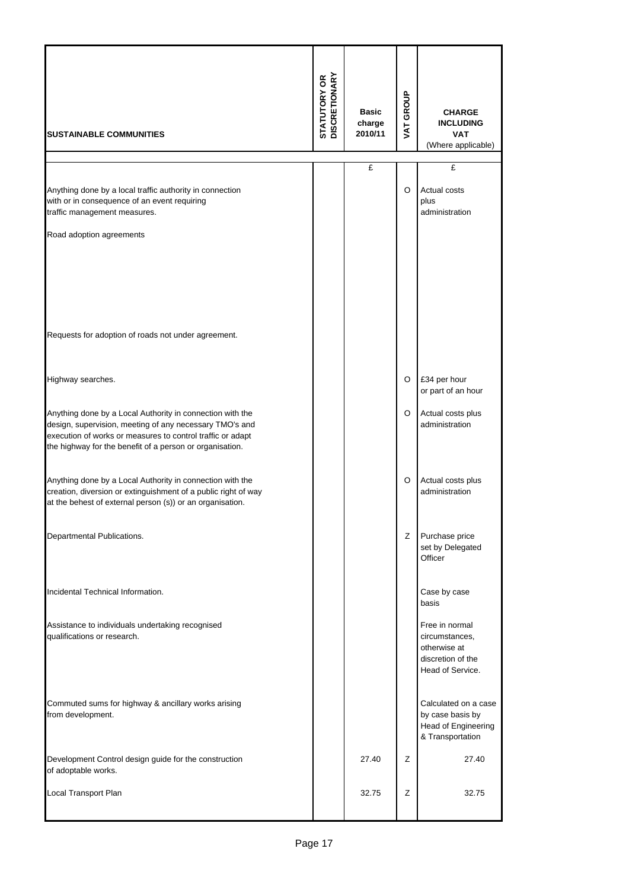| SUSTAINABLE COMMUNITIES | STATUTORY OR DISCRETIONARY | Basic charge 2010/11 | VAT GROUP | CHARGE INCLUDING VAT (Where applicable) |
|---|---|---|---|---|
| | | £ | | £ |
| Anything done by a local traffic authority in connection with or in consequence of an event requiring traffic management measures. | | | O | Actual costs plus administration |
| Road adoption agreements | | | | |
| Requests for adoption of roads not under agreement. | | | | |
| Highway searches. | | | O | £34 per hour or part of an hour |
| Anything done by a Local Authority in connection with the design, supervision, meeting of any necessary TMO's and execution of works or measures to control traffic or adapt the highway for the benefit of a person or organisation. | | | O | Actual costs plus administration |
| Anything done by a Local Authority in connection with the creation, diversion or extinguishment of a public right of way at the behest of external person (s)) or an organisation. | | | O | Actual costs plus administration |
| Departmental Publications. | | | Z | Purchase price set by Delegated Officer |
| Incidental Technical Information. | | | | Case by case basis |
| Assistance to individuals undertaking recognised qualifications or research. | | | | Free in normal circumstances, otherwise at discretion of the Head of Service. |
| Commuted sums for highway & ancillary works arising from development. | | | | Calculated on a case by case basis by Head of Engineering & Transportation |
| Development Control design guide for the construction of adoptable works. | | 27.40 | Z | 27.40 |
| Local Transport Plan | | 32.75 | Z | 32.75 |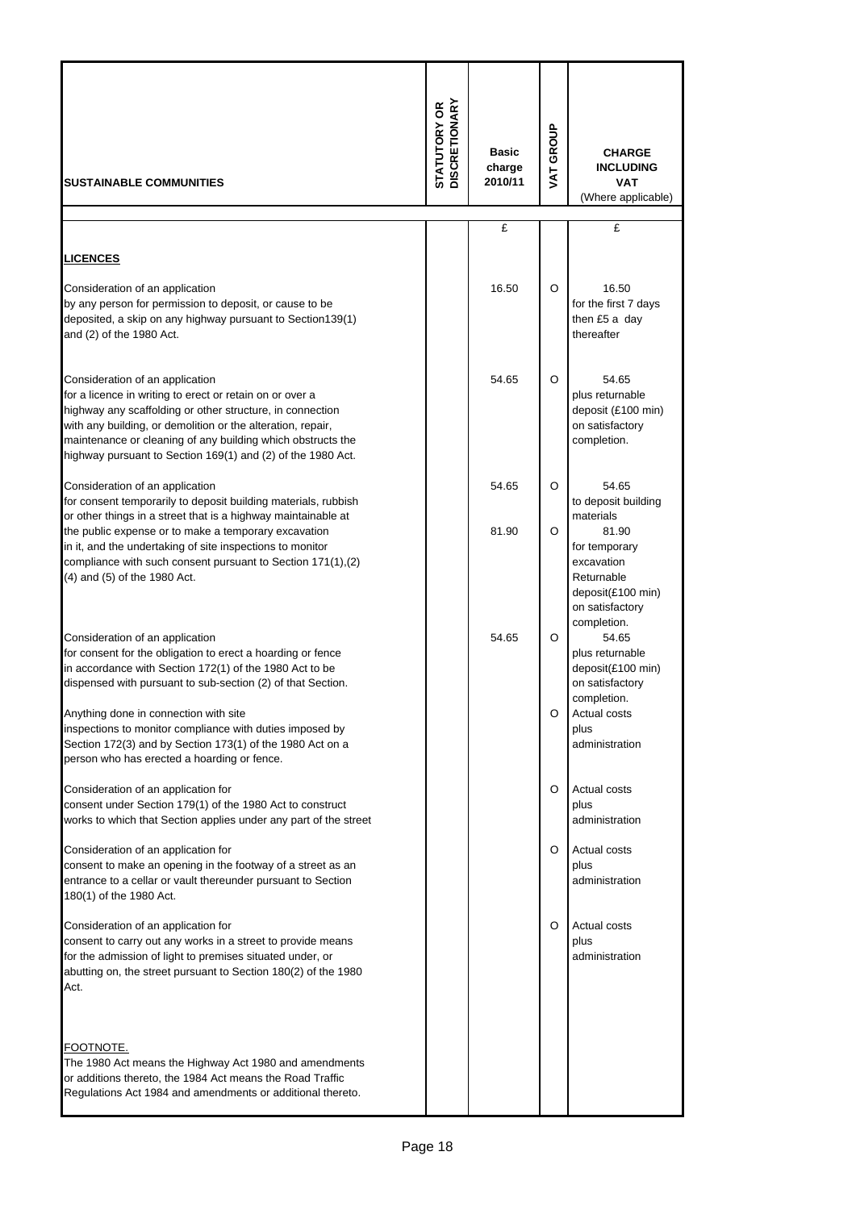| SUSTAINABLE COMMUNITIES | STATUTORY OR DISCRETIONARY | Basic charge 2010/11 | VAT GROUP | CHARGE INCLUDING VAT (Where applicable) |
|---|---|---|---|---|
| | | £ | | £ |
| **LICENCES** | | | | |
| Consideration of an application by any person for permission to deposit, or cause to be deposited, a skip on any highway pursuant to Section139(1) and (2) of the 1980 Act. | | 16.50 | O | 16.50 for the first 7 days then £5 a day thereafter |
| Consideration of an application for a licence in writing to erect or retain on or over a highway any scaffolding or other structure, in connection with any building, or demolition or the alteration, repair, maintenance or cleaning of any building which obstructs the highway pursuant to Section 169(1) and (2) of the 1980 Act. | | 54.65 | O | 54.65 plus returnable deposit (£100 min) on satisfactory completion. |
| Consideration of an application for consent temporarily to deposit building materials, rubbish or other things in a street that is a highway maintainable at the public expense or to make a temporary excavation in it, and the undertaking of site inspections to monitor compliance with such consent pursuant to Section 171(1),(2) (4) and (5) of the 1980 Act. | | 54.65 | O | 54.65 to deposit building materials |
| | | 81.90 | O | 81.90 for temporary excavation Returnable deposit(£100 min) on satisfactory completion. |
| Consideration of an application for consent for the obligation to erect a hoarding or fence in accordance with Section 172(1) of the 1980 Act to be dispensed with pursuant to sub-section (2) of that Section. | | 54.65 | O | 54.65 plus returnable deposit(£100 min) on satisfactory completion. |
| Anything done in connection with site inspections to monitor compliance with duties imposed by Section 172(3) and by Section 173(1) of the 1980 Act on a person who has erected a hoarding or fence. | | | O | Actual costs plus administration |
| Consideration of an application for consent under Section 179(1) of the 1980 Act to construct works to which that Section applies under any part of the street | | | O | Actual costs plus administration |
| Consideration of an application for consent to make an opening in the footway of a street as an entrance to a cellar or vault thereunder pursuant to Section 180(1) of the 1980 Act. | | | O | Actual costs plus administration |
| Consideration of an application for consent to carry out any works in a street to provide means for the admission of light to premises situated under, or abutting on, the street pursuant to Section 180(2) of the 1980 Act. | | | O | Actual costs plus administration |
| FOOTNOTE. The 1980 Act means the Highway Act 1980 and amendments or additions thereto, the 1984 Act means the Road Traffic Regulations Act 1984 and amendments or additional thereto. | | | | |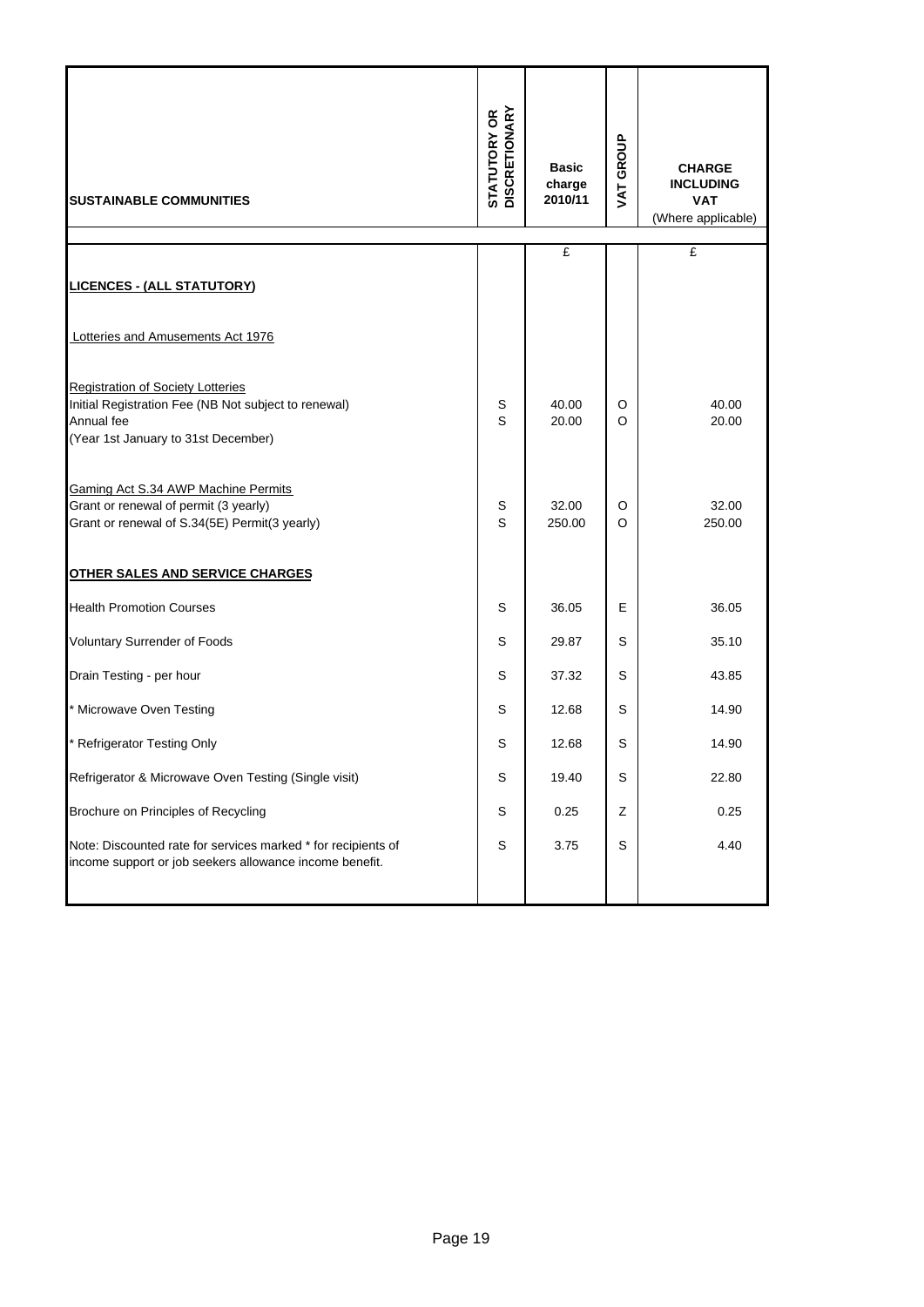| SUSTAINABLE COMMUNITIES | STATUTORY OR DISCRETIONARY | Basic charge 2010/11 | VAT GROUP | CHARGE INCLUDING VAT (Where applicable) |
|---|---|---|---|---|
| | | £ | | £ |
| **LICENCES - (ALL STATUTORY)** | | | | |
| Lotteries and Amusements Act 1976 | | | | |
| Registration of Society Lotteries | | | | |
| Initial Registration Fee (NB Not subject to renewal) | S | 40.00 | O | 40.00 |
| Annual fee | S | 20.00 | O | 20.00 |
| (Year 1st January to 31st December) | | | | |
| Gaming Act S.34 AWP Machine Permits | | | | |
| Grant or renewal of permit (3 yearly) | S | 32.00 | O | 32.00 |
| Grant or renewal of S.34(5E) Permit(3 yearly) | S | 250.00 | O | 250.00 |
| **OTHER SALES AND SERVICE CHARGES** | | | | |
| Health Promotion Courses | S | 36.05 | E | 36.05 |
| Voluntary Surrender of Foods | S | 29.87 | S | 35.10 |
| Drain Testing - per hour | S | 37.32 | S | 43.85 |
| * Microwave Oven Testing | S | 12.68 | S | 14.90 |
| * Refrigerator Testing Only | S | 12.68 | S | 14.90 |
| Refrigerator & Microwave Oven Testing (Single visit) | S | 19.40 | S | 22.80 |
| Brochure on Principles of Recycling | S | 0.25 | Z | 0.25 |
| Note: Discounted rate for services marked * for recipients of income support or job seekers allowance income benefit. | S | 3.75 | S | 4.40 |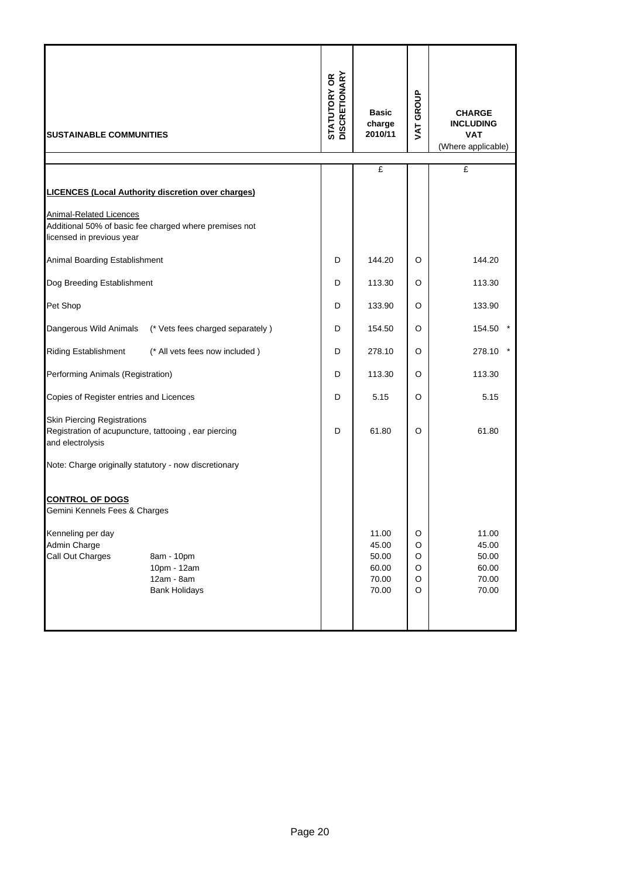| SUSTAINABLE COMMUNITIES | | STATUTORY OR DISCRETIONARY | Basic charge 2010/11 | VAT GROUP | CHARGE INCLUDING VAT (Where applicable) |
|---|---|---|---|---|---|
| | | | £ | | £ |
| **LICENCES (Local Authority discretion over charges)** | | | | | |
| Animal-Related Licences<br>Additional 50% of basic fee charged where premises not licensed in previous year | | | | | |
| Animal Boarding Establishment | | D | 144.20 | O | 144.20 |
| Dog Breeding Establishment | | D | 113.30 | O | 113.30 |
| Pet Shop | | D | 133.90 | O | 133.90 |
| Dangerous Wild Animals | (* Vets fees charged separately ) | D | 154.50 | O | 154.50 * |
| Riding Establishment | (* All vets fees now included ) | D | 278.10 | O | 278.10 * |
| Performing Animals (Registration) | | D | 113.30 | O | 113.30 |
| Copies of Register entries and Licences | | D | 5.15 | O | 5.15 |
| Skin Piercing Registrations<br>Registration of acupuncture, tattooing , ear piercing and electrolysis | | D | 61.80 | O | 61.80 |
| Note: Charge originally statutory - now discretionary | | | | | |
| **CONTROL OF DOGS**<br>Gemini Kennels Fees & Charges | | | | | |
| Kenneling per day | | | 11.00 | O | 11.00 |
| Admin Charge | | | 45.00 | O | 45.00 |
| Call Out Charges | 8am - 10pm | | 50.00 | O | 50.00 |
| | 10pm - 12am | | 60.00 | O | 60.00 |
| | 12am - 8am | | 70.00 | O | 70.00 |
| | Bank Holidays | | 70.00 | O | 70.00 |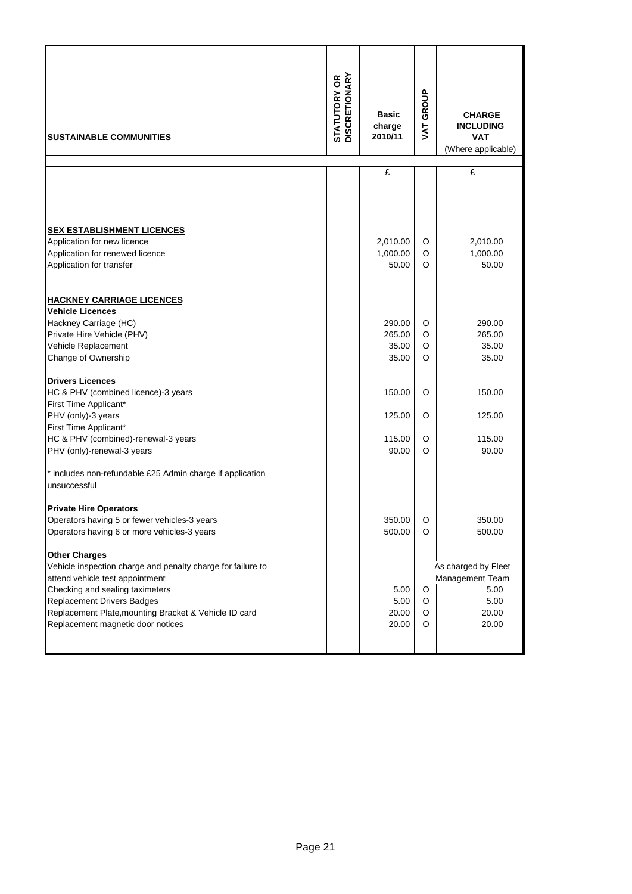| SUSTAINABLE COMMUNITIES | STATUTORY OR DISCRETIONARY | Basic charge 2010/11 | VAT GROUP | CHARGE INCLUDING VAT (Where applicable) |
|---|---|---|---|---|
| | | £ | | £ |
| **SEX ESTABLISHMENT LICENCES** | | | | |
| Application for new licence | | 2,010.00 | O | 2,010.00 |
| Application for renewed licence | | 1,000.00 | O | 1,000.00 |
| Application for transfer | | 50.00 | O | 50.00 |
| **HACKNEY CARRIAGE LICENCES** | | | | |
| **Vehicle Licences** | | | | |
| Hackney Carriage (HC) | | 290.00 | O | 290.00 |
| Private Hire Vehicle (PHV) | | 265.00 | O | 265.00 |
| Vehicle Replacement | | 35.00 | O | 35.00 |
| Change of Ownership | | 35.00 | O | 35.00 |
| **Drivers Licences** | | | | |
| HC & PHV (combined licence)-3 years First Time Applicant* | | 150.00 | O | 150.00 |
| PHV (only)-3 years First Time Applicant* | | 125.00 | O | 125.00 |
| HC & PHV (combined)-renewal-3 years | | 115.00 | O | 115.00 |
| PHV (only)-renewal-3 years | | 90.00 | O | 90.00 |
| * includes non-refundable £25 Admin charge if application unsuccessful | | | | |
| **Private Hire Operators** | | | | |
| Operators having 5 or fewer vehicles-3 years | | 350.00 | O | 350.00 |
| Operators having 6 or more vehicles-3 years | | 500.00 | O | 500.00 |
| **Other Charges** | | | | |
| Vehicle inspection charge and penalty charge for failure to attend vehicle test appointment | | | | As charged by Fleet Management Team |
| Checking and sealing taximeters | | 5.00 | O | 5.00 |
| Replacement Drivers Badges | | 5.00 | O | 5.00 |
| Replacement Plate,mounting Bracket & Vehicle ID card | | 20.00 | O | 20.00 |
| Replacement magnetic door notices | | 20.00 | O | 20.00 |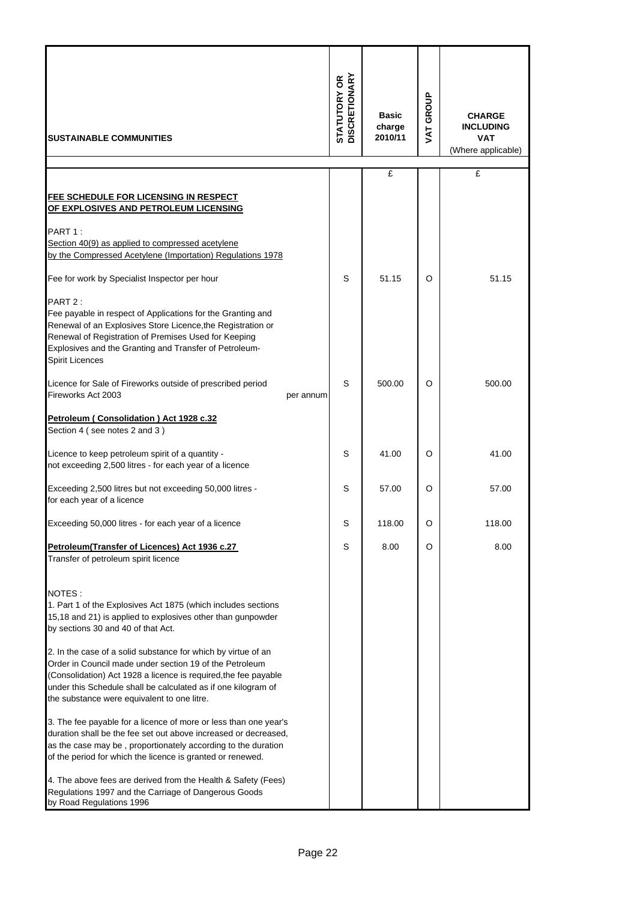| SUSTAINABLE COMMUNITIES | STATUTORY OR DISCRETIONARY | Basic charge 2010/11 | VAT GROUP | CHARGE INCLUDING VAT (Where applicable) |
|---|---|---|---|---|
| | | £ | | £ |
| **FEE SCHEDULE FOR LICENSING IN RESPECT OF EXPLOSIVES AND PETROLEUM LICENSING** | | | | |
| PART 1 : | | | | |
| Section 40(9) as applied to compressed acetylene by the Compressed Acetylene (Importation) Regulations 1978 | | | | |
| Fee for work by Specialist Inspector per hour | S | 51.15 | O | 51.15 |
| PART 2 : Fee payable in respect of Applications for the Granting and Renewal of an Explosives Store Licence,the Registration or Renewal of Registration of Premises Used for Keeping Explosives and the Granting and Transfer of Petroleum-Spirit Licences | | | | |
| Licence for Sale of Fireworks outside of prescribed period Fireworks Act 2003 per annum | S | 500.00 | O | 500.00 |
| **Petroleum ( Consolidation ) Act 1928 c.32** Section 4 ( see notes 2 and 3 ) | | | | |
| Licence to keep petroleum spirit of a quantity - not exceeding 2,500 litres - for each year of a licence | S | 41.00 | O | 41.00 |
| Exceeding 2,500 litres but not exceeding 50,000 litres - for each year of a licence | S | 57.00 | O | 57.00 |
| Exceeding 50,000 litres - for each year of a licence | S | 118.00 | O | 118.00 |
| **Petroleum(Transfer of Licences) Act 1936 c.27** Transfer of petroleum spirit licence | S | 8.00 | O | 8.00 |

NOTES :

1. Part 1 of the Explosives Act 1875 (which includes sections 15,18 and 21) is applied to explosives other than gunpowder by sections 30 and 40 of that Act.

2. In the case of a solid substance for which by virtue of an Order in Council made under section 19 of the Petroleum (Consolidation) Act 1928 a licence is required,the fee payable under this Schedule shall be calculated as if one kilogram of the substance were equivalent to one litre.

3. The fee payable for a licence of more or less than one year's duration shall be the fee set out above increased or decreased, as the case may be , proportionately according to the duration of the period for which the licence is granted or renewed.

4. The above fees are derived from the Health & Safety (Fees) Regulations 1997 and the Carriage of Dangerous Goods by Road Regulations 1996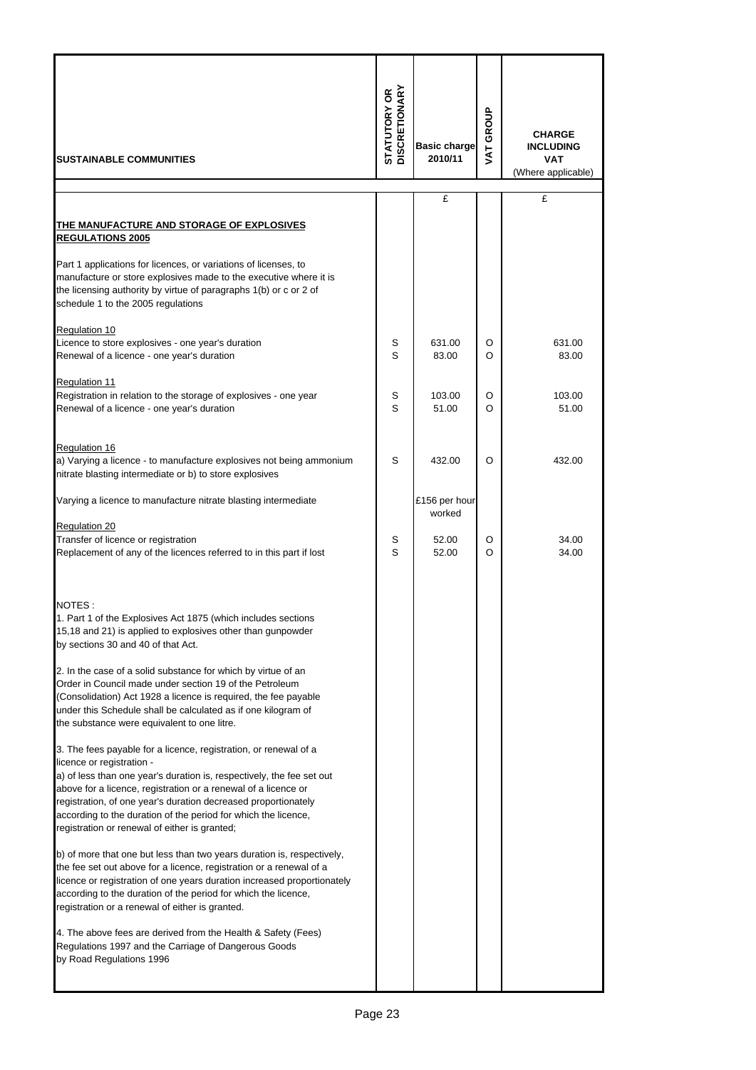| SUSTAINABLE COMMUNITIES | STATUTORY OR DISCRETIONARY | Basic charge 2010/11 | VAT GROUP | CHARGE INCLUDING VAT (Where applicable) |
|---|---|---|---|---|
| | | £ | | £ |
| **THE MANUFACTURE AND STORAGE OF EXPLOSIVES REGULATIONS 2005** | | | | |
| Part 1 applications for licences, or variations of licenses, to manufacture or store explosives made to the executive where it is the licensing authority by virtue of paragraphs 1(b) or c or 2 of schedule 1 to the 2005 regulations | | | | |
| Regulation 10 | | | | |
| Licence to store explosives - one year's duration | S | 631.00 | O | 631.00 |
| Renewal of a licence - one year's duration | S | 83.00 | O | 83.00 |
| Regulation 11 | | | | |
| Registration in relation to the storage of explosives - one year | S | 103.00 | O | 103.00 |
| Renewal of a licence - one year's duration | S | 51.00 | O | 51.00 |
| Regulation 16 | | | | |
| a) Varying a licence - to manufacture explosives not being ammonium nitrate blasting intermediate or b) to store explosives | S | 432.00 | O | 432.00 |
| Varying a licence to manufacture nitrate blasting intermediate | | £156 per hour worked | | |
| Regulation 20 | | | | |
| Transfer of licence or registration | S | 52.00 | O | 34.00 |
| Replacement of any of the licences referred to in this part if lost | S | 52.00 | O | 34.00 |

NOTES :

1. Part 1 of the Explosives Act 1875 (which includes sections 15,18 and 21) is applied to explosives other than gunpowder by sections 30 and 40 of that Act.

2. In the case of a solid substance for which by virtue of an Order in Council made under section 19 of the Petroleum (Consolidation) Act 1928 a licence is required, the fee payable under this Schedule shall be calculated as if one kilogram of the substance were equivalent to one litre.

3. The fees payable for a licence, registration, or renewal of a licence or registration -

a) of less than one year's duration is, respectively, the fee set out above for a licence, registration or a renewal of a licence or registration, of one year's duration decreased proportionately according to the duration of the period for which the licence, registration or renewal of either is granted;

b) of more that one but less than two years duration is, respectively, the fee set out above for a licence, registration or a renewal of a licence or registration of one years duration increased proportionately according to the duration of the period for which the licence, registration or a renewal of either is granted.

4. The above fees are derived from the Health & Safety (Fees) Regulations 1997 and the Carriage of Dangerous Goods by Road Regulations 1996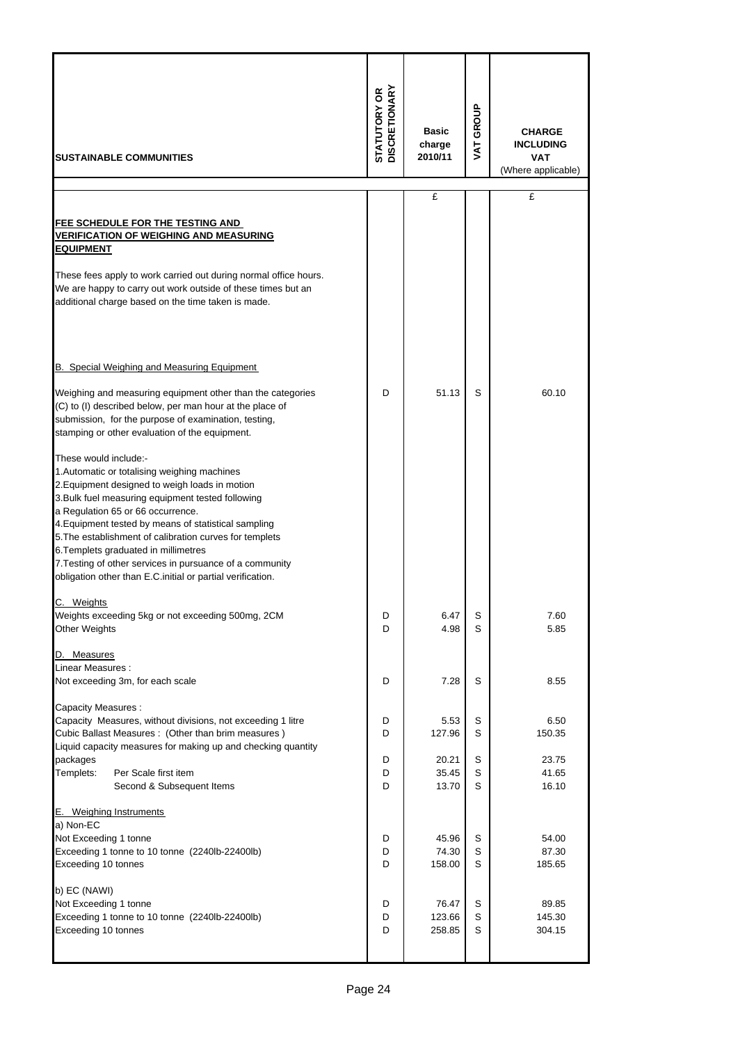| SUSTAINABLE COMMUNITIES | STATUTORY OR DISCRETIONARY | Basic charge 2010/11 | VAT GROUP | CHARGE INCLUDING VAT (Where applicable) |
|---|---|---|---|---|
| | | £ | | £ |
| **FEE SCHEDULE FOR THE TESTING AND VERIFICATION OF WEIGHING AND MEASURING EQUIPMENT** | | | | |
| These fees apply to work carried out during normal office hours. We are happy to carry out work outside of these times but an additional charge based on the time taken is made. | | | | |
| B. Special Weighing and Measuring Equipment | | | | |
| Weighing and measuring equipment other than the categories (C) to (I) described below, per man hour at the place of submission, for the purpose of examination, testing, stamping or other evaluation of the equipment. | D | 51.13 | S | 60.10 |
| These would include:-<br>1.Automatic or totalising weighing machines<br>2.Equipment designed to weigh loads in motion<br>3.Bulk fuel measuring equipment tested following a Regulation 65 or 66 occurrence.<br>4.Equipment tested by means of statistical sampling<br>5.The establishment of calibration curves for templets<br>6.Templets graduated in millimetres<br>7.Testing of other services in pursuance of a community obligation other than E.C.initial or partial verification. | | | | |
| C. Weights | | | | |
| Weights exceeding 5kg or not exceeding 500mg, 2CM | D | 6.47 | S | 7.60 |
| Other Weights | D | 4.98 | S | 5.85 |
| D. Measures | | | | |
| Linear Measures : | | | | |
| Not exceeding 3m, for each scale | D | 7.28 | S | 8.55 |
| Capacity Measures : | | | | |
| Capacity Measures, without divisions, not exceeding 1 litre | D | 5.53 | S | 6.50 |
| Cubic Ballast Measures : (Other than brim measures ) | D | 127.96 | S | 150.35 |
| Liquid capacity measures for making up and checking quantity packages | D | 20.21 | S | 23.75 |
| Templets: Per Scale first item | D | 35.45 | S | 41.65 |
| Second & Subsequent Items | D | 13.70 | S | 16.10 |
| E. Weighing Instruments | | | | |
| a) Non-EC | | | | |
| Not Exceeding 1 tonne | D | 45.96 | S | 54.00 |
| Exceeding 1 tonne to 10 tonne (2240lb-22400lb) | D | 74.30 | S | 87.30 |
| Exceeding 10 tonnes | D | 158.00 | S | 185.65 |
| b) EC (NAWI) | | | | |
| Not Exceeding 1 tonne | D | 76.47 | S | 89.85 |
| Exceeding 1 tonne to 10 tonne (2240lb-22400lb) | D | 123.66 | S | 145.30 |
| Exceeding 10 tonnes | D | 258.85 | S | 304.15 |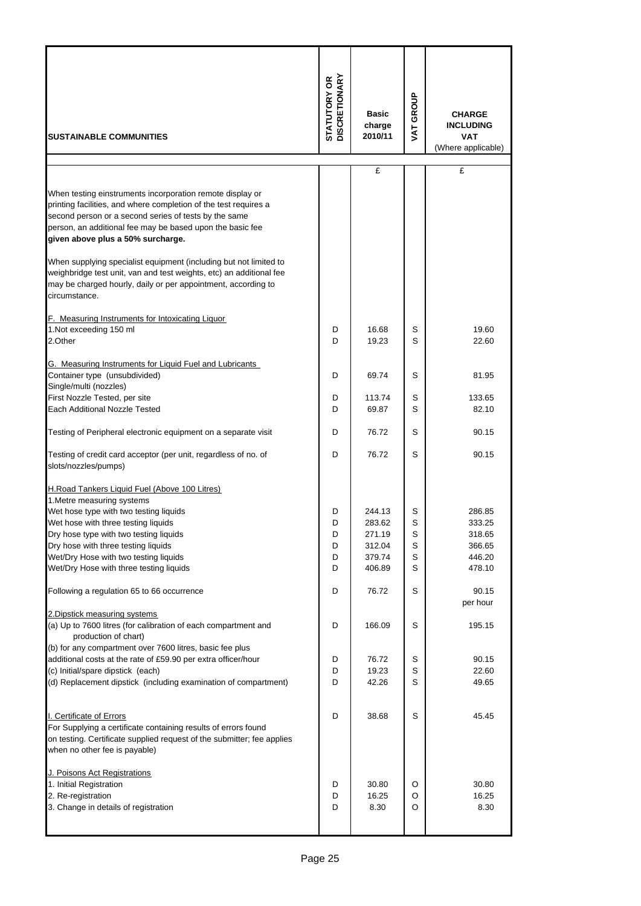| SUSTAINABLE COMMUNITIES | STATUTORY OR DISCRETIONARY | Basic charge 2010/11 | VAT GROUP | CHARGE INCLUDING VAT (Where applicable) |
|---|---|---|---|---|
| | | £ | | £ |
| When testing einstruments incorporation remote display or printing facilities, and where completion of the test requires a second person or a second series of tests by the same person, an additional fee may be based upon the basic fee given above plus a 50% surcharge. | | | | |
| When supplying specialist equipment (including but not limited to weighbridge test unit, van and test weights, etc) an additional fee may be charged hourly, daily or per appointment, according to circumstance. | | | | |
| F. Measuring Instruments for Intoxicating Liquor | | | | |
| 1.Not exceeding 150 ml | D | 16.68 | S | 19.60 |
| 2.Other | D | 19.23 | S | 22.60 |
| G. Measuring Instruments for Liquid Fuel and Lubricants | | | | |
| Container type (unsubdivided) | D | 69.74 | S | 81.95 |
| Single/multi (nozzles) | | | | |
| First Nozzle Tested, per site | D | 113.74 | S | 133.65 |
| Each Additional Nozzle Tested | D | 69.87 | S | 82.10 |
| Testing of Peripheral electronic equipment on a separate visit | D | 76.72 | S | 90.15 |
| Testing of credit card acceptor (per unit, regardless of no. of slots/nozzles/pumps) | D | 76.72 | S | 90.15 |
| H.Road Tankers Liquid Fuel (Above 100 Litres) | | | | |
| 1.Metre measuring systems | | | | |
| Wet hose type with two testing liquids | D | 244.13 | S | 286.85 |
| Wet hose with three testing liquids | D | 283.62 | S | 333.25 |
| Dry hose type with two testing liquids | D | 271.19 | S | 318.65 |
| Dry hose with three testing liquids | D | 312.04 | S | 366.65 |
| Wet/Dry Hose with two testing liquids | D | 379.74 | S | 446.20 |
| Wet/Dry Hose with three testing liquids | D | 406.89 | S | 478.10 |
| Following a regulation 65 to 66 occurrence | D | 76.72 | S | 90.15 per hour |
| 2.Dipstick measuring systems | | | | |
| (a) Up to 7600 litres (for calibration of each compartment and production of chart) | D | 166.09 | S | 195.15 |
| (b) for any compartment over 7600 litres, basic fee plus additional costs at the rate of £59.90 per extra officer/hour | D | 76.72 | S | 90.15 |
| (c) Initial/spare dipstick (each) | D | 19.23 | S | 22.60 |
| (d) Replacement dipstick (including examination of compartment) | D | 42.26 | S | 49.65 |
| I. Certificate of Errors | D | 38.68 | S | 45.45 |
| For Supplying a certificate containing results of errors found on testing. Certificate supplied request of the submitter; fee applies when no other fee is payable) | | | | |
| J. Poisons Act Registrations | | | | |
| 1. Initial Registration | D | 30.80 | O | 30.80 |
| 2. Re-registration | D | 16.25 | O | 16.25 |
| 3. Change in details of registration | D | 8.30 | O | 8.30 |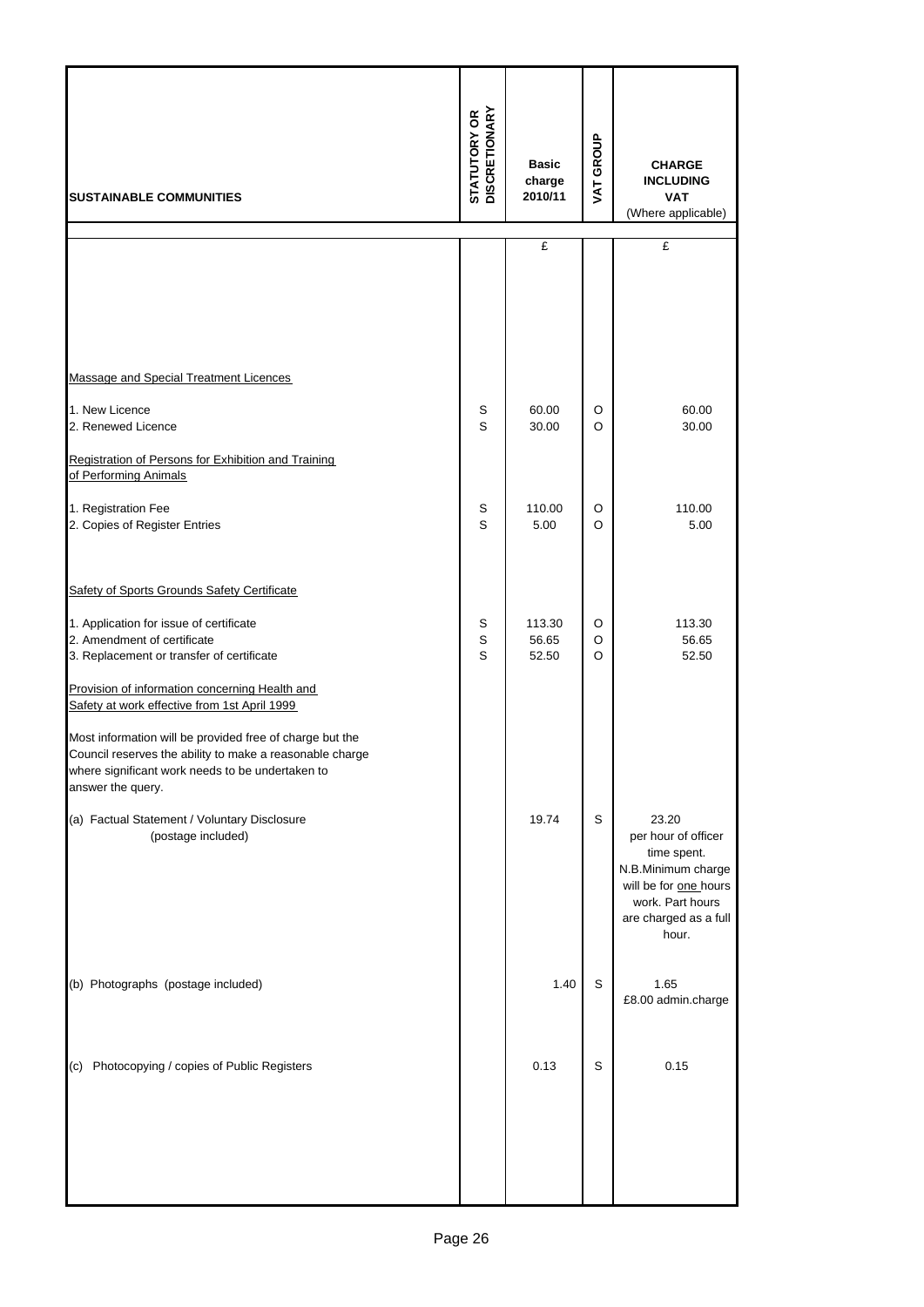| SUSTAINABLE COMMUNITIES | STATUTORY OR DISCRETIONARY | Basic charge 2010/11 | VAT GROUP | CHARGE INCLUDING VAT (Where applicable) |
|---|---|---|---|---|
| | | £ | | £ |
| Massage and Special Treatment Licences | | | | |
| 1. New Licence | S | 60.00 | O | 60.00 |
| 2. Renewed Licence | S | 30.00 | O | 30.00 |
| Registration of Persons for Exhibition and Training of Performing Animals | | | | |
| 1. Registration Fee | S | 110.00 | O | 110.00 |
| 2. Copies of Register Entries | S | 5.00 | O | 5.00 |
| Safety of Sports Grounds Safety Certificate | | | | |
| 1. Application for issue of certificate | S | 113.30 | O | 113.30 |
| 2. Amendment of certificate | S | 56.65 | O | 56.65 |
| 3. Replacement or transfer of certificate | S | 52.50 | O | 52.50 |
| Provision of information concerning Health and Safety at work effective from 1st April 1999 | | | | |
| Most information will be provided free of charge but the Council reserves the ability to make a reasonable charge where significant work needs to be undertaken to answer the query. | | | | |
| (a) Factual Statement / Voluntary Disclosure (postage included) | | 19.74 | S | 23.20 per hour of officer time spent. N.B.Minimum charge will be for one hours work. Part hours are charged as a full hour. |
| (b) Photographs (postage included) | | 1.40 | S | 1.65 £8.00 admin.charge |
| (c) Photocopying / copies of Public Registers | | 0.13 | S | 0.15 |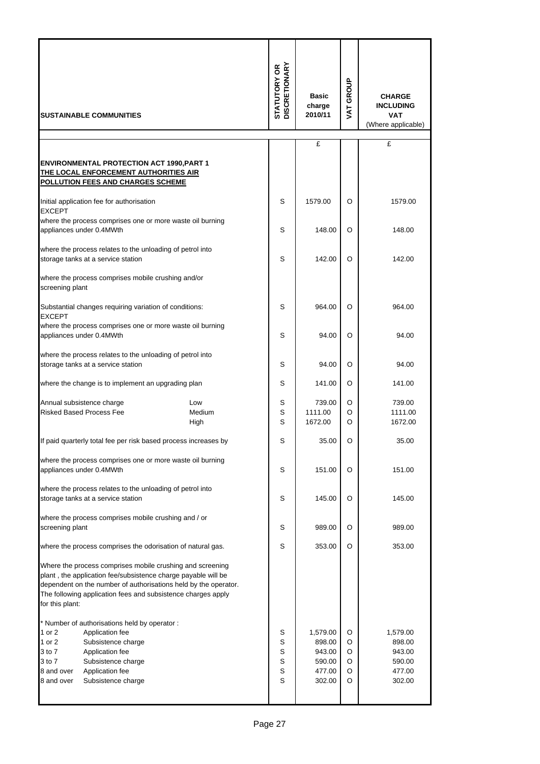| SUSTAINABLE COMMUNITIES | | STATUTORY OR DISCRETIONARY | Basic charge 2010/11 | VAT GROUP | CHARGE INCLUDING VAT (Where applicable) |
|---|---|---|---|---|---|
| | | | £ | | £ |
| **ENVIRONMENTAL PROTECTION ACT 1990,PART 1** <br> **THE LOCAL ENFORCEMENT AUTHORITIES AIR POLLUTION FEES AND CHARGES SCHEME** | | | | | |
| Initial application fee for authorisation <br> EXCEPT | | S | 1579.00 | O | 1579.00 |
| where the process comprises one or more waste oil burning appliances under 0.4MWth | | S | 148.00 | O | 148.00 |
| where the process relates to the unloading of petrol into storage tanks at a service station | | S | 142.00 | O | 142.00 |
| where the process comprises mobile crushing and/or screening plant | | | | | |
| Substantial changes requiring variation of conditions: <br> EXCEPT | | S | 964.00 | O | 964.00 |
| where the process comprises one or more waste oil burning appliances under 0.4MWth | | S | 94.00 | O | 94.00 |
| where the process relates to the unloading of petrol into storage tanks at a service station | | S | 94.00 | O | 94.00 |
| where the change is to implement an upgrading plan | | S | 141.00 | O | 141.00 |
| Annual subsistence charge | Low | S | 739.00 | O | 739.00 |
| Risked Based Process Fee | Medium | S | 1111.00 | O | 1111.00 |
| | High | S | 1672.00 | O | 1672.00 |
| If paid quarterly total fee per risk based process increases by | | S | 35.00 | O | 35.00 |
| where the process comprises one or more waste oil burning appliances under 0.4MWth | | S | 151.00 | O | 151.00 |
| where the process relates to the unloading of petrol into storage tanks at a service station | | S | 145.00 | O | 145.00 |
| where the process comprises mobile crushing and / or screening plant | | S | 989.00 | O | 989.00 |
| where the process comprises the odorisation of natural gas. | | S | 353.00 | O | 353.00 |
| Where the process comprises mobile crushing and screening plant , the application fee/subsistence charge payable will be dependent on the number of authorisations held by the operator. The following application fees and subsistence charges apply for this plant: | | | | | |
| * Number of authorisations held by operator : | | | | | |
| 1 or 2 Application fee | | S | 1,579.00 | O | 1,579.00 |
| 1 or 2 Subsistence charge | | S | 898.00 | O | 898.00 |
| 3 to 7 Application fee | | S | 943.00 | O | 943.00 |
| 3 to 7 Subsistence charge | | S | 590.00 | O | 590.00 |
| 8 and over Application fee | | S | 477.00 | O | 477.00 |
| 8 and over Subsistence charge | | S | 302.00 | O | 302.00 |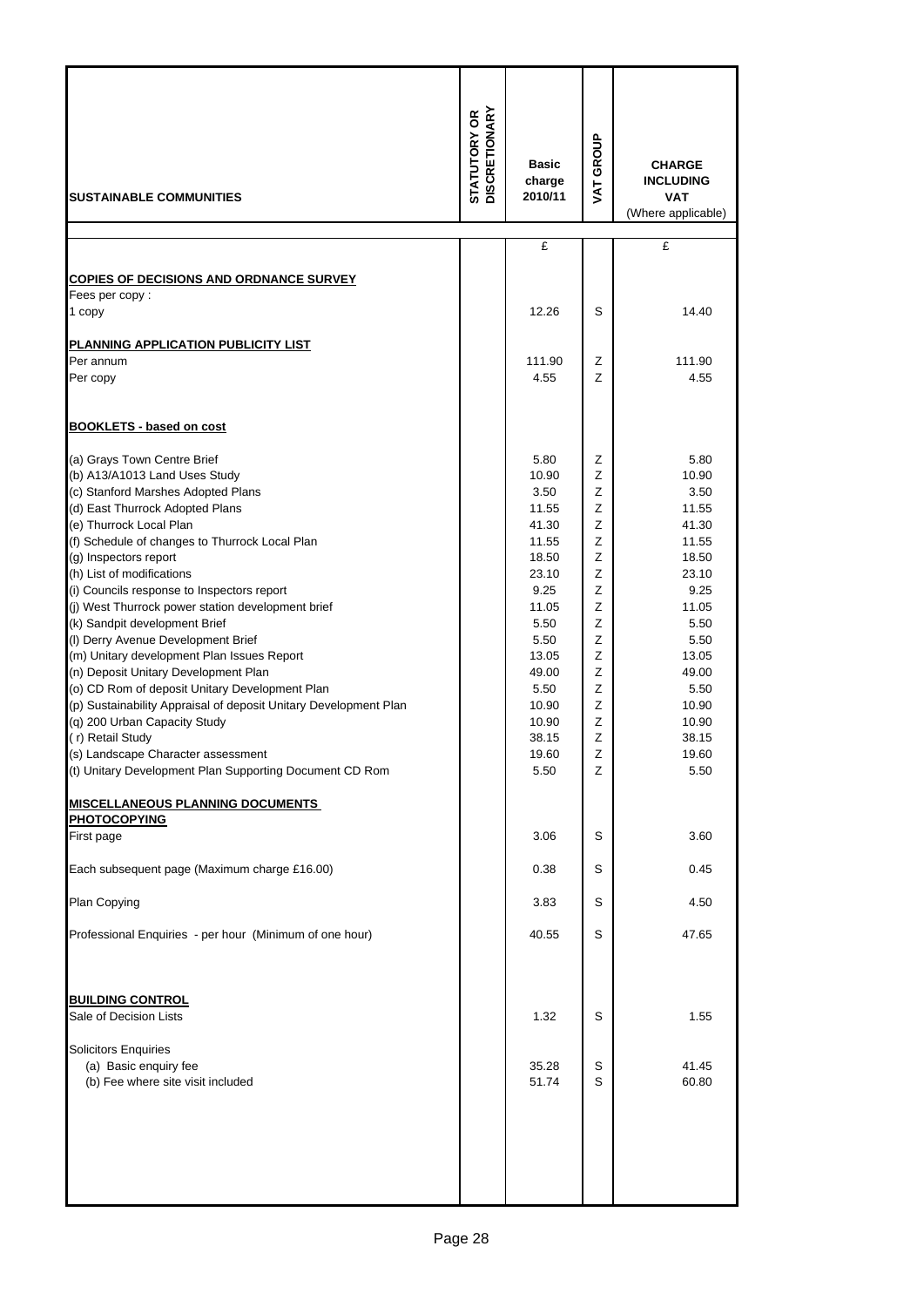| SUSTAINABLE COMMUNITIES | STATUTORY OR DISCRETIONARY | Basic charge 2010/11 | VAT GROUP | CHARGE INCLUDING VAT (Where applicable) |
|---|---|---|---|---|
| | | £ | | £ |
| **COPIES OF DECISIONS AND ORDNANCE SURVEY** | | | | |
| Fees per copy : | | | | |
| 1 copy | | 12.26 | S | 14.40 |
| **PLANNING APPLICATION PUBLICITY LIST** | | | | |
| Per annum | | 111.90 | Z | 111.90 |
| Per copy | | 4.55 | Z | 4.55 |
| **BOOKLETS - based on cost** | | | | |
| (a) Grays Town Centre Brief | | 5.80 | Z | 5.80 |
| (b) A13/A1013 Land Uses Study | | 10.90 | Z | 10.90 |
| (c) Stanford Marshes Adopted Plans | | 3.50 | Z | 3.50 |
| (d) East Thurrock Adopted Plans | | 11.55 | Z | 11.55 |
| (e) Thurrock Local Plan | | 41.30 | Z | 41.30 |
| (f) Schedule of changes to Thurrock Local Plan | | 11.55 | Z | 11.55 |
| (g) Inspectors report | | 18.50 | Z | 18.50 |
| (h) List of modifications | | 23.10 | Z | 23.10 |
| (i) Councils response to Inspectors report | | 9.25 | Z | 9.25 |
| (j) West Thurrock power station development brief | | 11.05 | Z | 11.05 |
| (k) Sandpit development Brief | | 5.50 | Z | 5.50 |
| (l) Derry Avenue Development Brief | | 5.50 | Z | 5.50 |
| (m) Unitary development Plan Issues Report | | 13.05 | Z | 13.05 |
| (n) Deposit Unitary Development Plan | | 49.00 | Z | 49.00 |
| (o) CD Rom of deposit Unitary Development Plan | | 5.50 | Z | 5.50 |
| (p) Sustainability Appraisal of deposit Unitary Development Plan | | 10.90 | Z | 10.90 |
| (q) 200 Urban Capacity Study | | 10.90 | Z | 10.90 |
| ( r) Retail Study | | 38.15 | Z | 38.15 |
| (s) Landscape Character assessment | | 19.60 | Z | 19.60 |
| (t) Unitary Development Plan Supporting Document CD Rom | | 5.50 | Z | 5.50 |
| **MISCELLANEOUS PLANNING DOCUMENTS** | | | | |
| **PHOTOCOPYING** | | | | |
| First page | | 3.06 | S | 3.60 |
| Each subsequent page (Maximum charge £16.00) | | 0.38 | S | 0.45 |
| Plan Copying | | 3.83 | S | 4.50 |
| Professional Enquiries - per hour (Minimum of one hour) | | 40.55 | S | 47.65 |
| **BUILDING CONTROL** | | | | |
| Sale of Decision Lists | | 1.32 | S | 1.55 |
| Solicitors Enquiries | | | | |
| (a) Basic enquiry fee | | 35.28 | S | 41.45 |
| (b) Fee where site visit included | | 51.74 | S | 60.80 |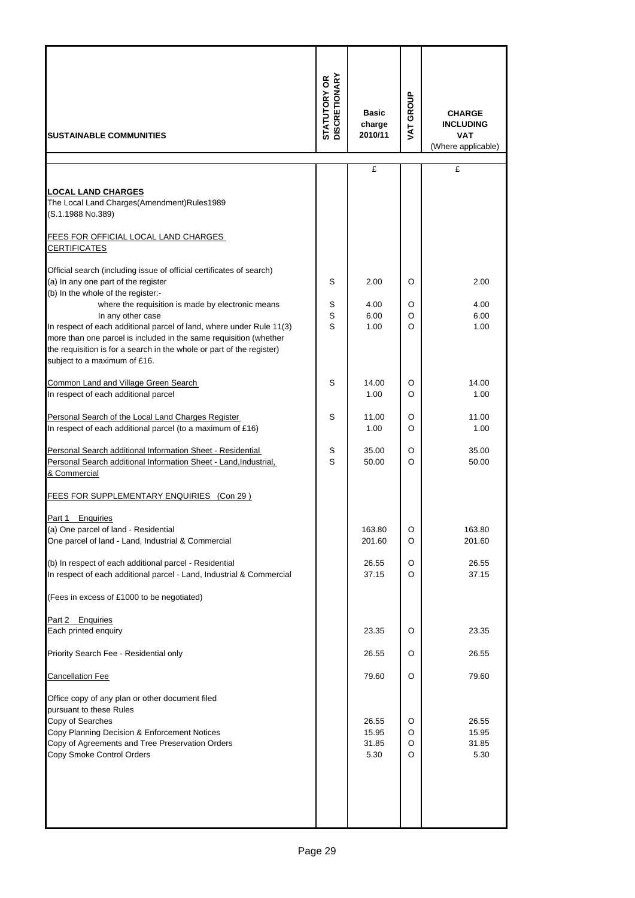| SUSTAINABLE COMMUNITIES | STATUTORY OR DISCRETIONARY | Basic charge 2010/11 | VAT GROUP | CHARGE INCLUDING VAT (Where applicable) |
|---|---|---|---|---|
| | | £ | | £ |
| **LOCAL LAND CHARGES** | | | | |
| The Local Land Charges(Amendment)Rules1989 | | | | |
| (S.1.1988 No.389) | | | | |
| FEES FOR OFFICIAL LOCAL LAND CHARGES CERTIFICATES | | | | |
| Official search (including issue of official certificates of search) | | | | |
| (a) In any one part of the register | S | 2.00 | O | 2.00 |
| (b) In the whole of the register:- | | | | |
| where the requisition is made by electronic means | S | 4.00 | O | 4.00 |
| In any other case | S | 6.00 | O | 6.00 |
| In respect of each additional parcel of land, where under Rule 11(3) more than one parcel is included in the same requisition (whether the requisition is for a search in the whole or part of the register) subject to a maximum of £16. | S | 1.00 | O | 1.00 |
| Common Land and Village Green Search | S | 14.00 | O | 14.00 |
| In respect of each additional parcel | | 1.00 | O | 1.00 |
| Personal Search of the Local Land Charges Register | S | 11.00 | O | 11.00 |
| In respect of each additional parcel (to a maximum of £16) | | 1.00 | O | 1.00 |
| Personal Search additional Information Sheet - Residential | S | 35.00 | O | 35.00 |
| Personal Search additional Information Sheet - Land,Industrial, & Commercial | S | 50.00 | O | 50.00 |
| FEES FOR SUPPLEMENTARY ENQUIRIES (Con 29 ) | | | | |
| Part 1 Enquiries | | | | |
| (a) One parcel of land - Residential | | 163.80 | O | 163.80 |
| One parcel of land - Land, Industrial & Commercial | | 201.60 | O | 201.60 |
| (b) In respect of each additional parcel - Residential | | 26.55 | O | 26.55 |
| In respect of each additional parcel - Land, Industrial & Commercial | | 37.15 | O | 37.15 |
| (Fees in excess of £1000 to be negotiated) | | | | |
| Part 2 Enquiries | | | | |
| Each printed enquiry | | 23.35 | O | 23.35 |
| Priority Search Fee - Residential only | | 26.55 | O | 26.55 |
| Cancellation Fee | | 79.60 | O | 79.60 |
| Office copy of any plan or other document filed pursuant to these Rules | | | | |
| Copy of Searches | | 26.55 | O | 26.55 |
| Copy Planning Decision & Enforcement Notices | | 15.95 | O | 15.95 |
| Copy of Agreements and Tree Preservation Orders | | 31.85 | O | 31.85 |
| Copy Smoke Control Orders | | 5.30 | O | 5.30 |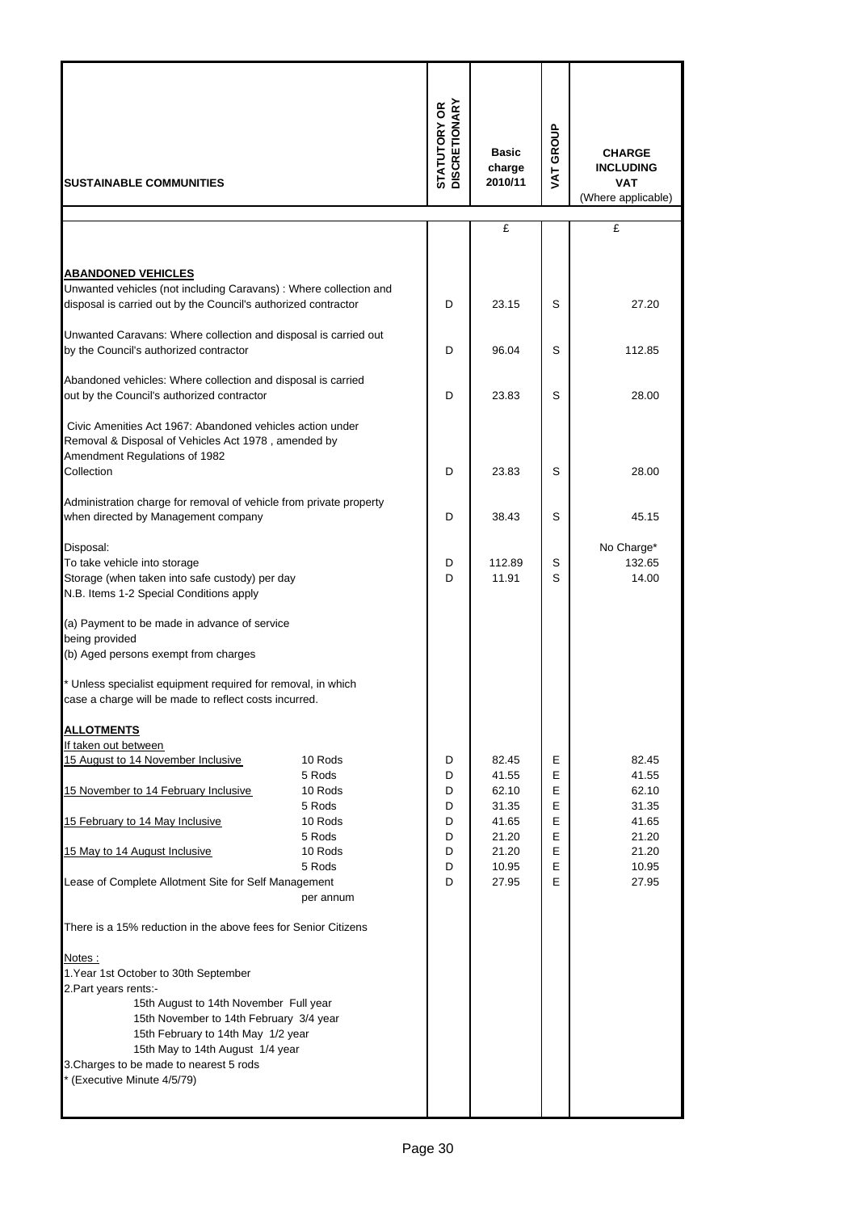| SUSTAINABLE COMMUNITIES | | STATUTORY OR DISCRETIONARY | Basic charge 2010/11 | VAT GROUP | CHARGE INCLUDING VAT (Where applicable) |
|---|---|---|---|---|---|
| | | | £ | | £ |
| **ABANDONED VEHICLES** | | | | | |
| Unwanted vehicles (not including Caravans) : Where collection and disposal is carried out by the Council's authorized contractor | | D | 23.15 | S | 27.20 |
| Unwanted Caravans: Where collection and disposal is carried out by the Council's authorized contractor | | D | 96.04 | S | 112.85 |
| Abandoned vehicles: Where collection and disposal is carried out by the Council's authorized contractor | | D | 23.83 | S | 28.00 |
| Civic Amenities Act 1967: Abandoned vehicles action under Removal & Disposal of Vehicles Act 1978 , amended by Amendment Regulations of 1982<br>Collection | | D | 23.83 | S | 28.00 |
| Administration charge for removal of vehicle from private property when directed by Management company | | D | 38.43 | S | 45.15 |
| Disposal: | | | | | No Charge* |
| To take vehicle into storage | | D | 112.89 | S | 132.65 |
| Storage (when taken into safe custody) per day | | D | 11.91 | S | 14.00 |
| N.B. Items 1-2 Special Conditions apply | | | | | |
| (a) Payment to be made in advance of service being provided | | | | | |
| (b) Aged persons exempt from charges | | | | | |
| * Unless specialist equipment required for removal, in which case a charge will be made to reflect costs incurred. | | | | | |
| **ALLOTMENTS** | | | | | |
| If taken out between | | | | | |
| 15 August to 14 November Inclusive | 10 Rods | D | 82.45 | E | 82.45 |
| | 5 Rods | D | 41.55 | E | 41.55 |
| 15 November to 14 February Inclusive | 10 Rods | D | 62.10 | E | 62.10 |
| | 5 Rods | D | 31.35 | E | 31.35 |
| 15 February to 14 May Inclusive | 10 Rods | D | 41.65 | E | 41.65 |
| | 5 Rods | D | 21.20 | E | 21.20 |
| 15 May to 14 August Inclusive | 10 Rods | D | 21.20 | E | 21.20 |
| | 5 Rods | D | 10.95 | E | 10.95 |
| Lease of Complete Allotment Site for Self Management | per annum | D | 27.95 | E | 27.95 |
| There is a 15% reduction in the above fees for Senior Citizens | | | | | |

Notes :

1. Year 1st October to 30th September
2. Part years rents:-
   - 15th August to 14th November Full year
   - 15th November to 14th February 3/4 year
   - 15th February to 14th May 1/2 year
   - 15th May to 14th August 1/4 year
3. Charges to be made to nearest 5 rods

\* (Executive Minute 4/5/79)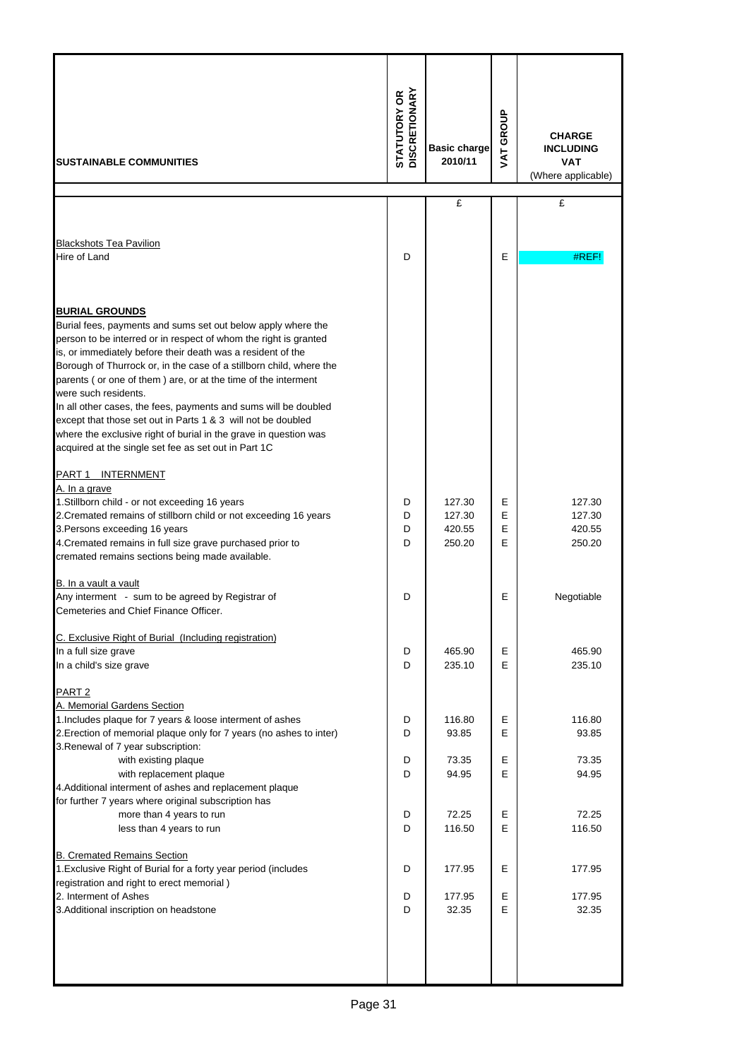| SUSTAINABLE COMMUNITIES | STATUTORY OR DISCRETIONARY | Basic charge 2010/11 | VAT GROUP | CHARGE INCLUDING VAT (Where applicable) |
|---|---|---|---|---|
| | | £ | | £ |
| Blackshots Tea Pavilion | | | | |
| Hire of Land | D | | E | #REF! |
| **BURIAL GROUNDS** | | | | |
| Burial fees, payments and sums set out below apply where the person to be interred or in respect of whom the right is granted is, or immediately before their death was a resident of the Borough of Thurrock or, in the case of a stillborn child, where the parents ( or one of them ) are, or at the time of the interment were such residents. | | | | |
| In all other cases, the fees, payments and sums will be doubled except that those set out in Parts 1 & 3 will not be doubled where the exclusive right of burial in the grave in question was acquired at the single set fee as set out in Part 1C | | | | |
| PART 1 INTERNMENT | | | | |
| A. In a grave | | | | |
| 1.Stillborn child - or not exceeding 16 years | D | 127.30 | E | 127.30 |
| 2.Cremated remains of stillborn child or not exceeding 16 years | D | 127.30 | E | 127.30 |
| 3.Persons exceeding 16 years | D | 420.55 | E | 420.55 |
| 4.Cremated remains in full size grave purchased prior to cremated remains sections being made available. | D | 250.20 | E | 250.20 |
| B. In a vault a vault | | | | |
| Any interment - sum to be agreed by Registrar of Cemeteries and Chief Finance Officer. | D | | E | Negotiable |
| C. Exclusive Right of Burial (Including registration) | | | | |
| In a full size grave | D | 465.90 | E | 465.90 |
| In a child's size grave | D | 235.10 | E | 235.10 |
| PART 2 | | | | |
| A. Memorial Gardens Section | | | | |
| 1.Includes plaque for 7 years & loose interment of ashes | D | 116.80 | E | 116.80 |
| 2.Erection of memorial plaque only for 7 years (no ashes to inter) | D | 93.85 | E | 93.85 |
| 3.Renewal of 7 year subscription: | | | | |
| with existing plaque | D | 73.35 | E | 73.35 |
| with replacement plaque | D | 94.95 | E | 94.95 |
| 4.Additional interment of ashes and replacement plaque for further 7 years where original subscription has | | | | |
| more than 4 years to run | D | 72.25 | E | 72.25 |
| less than 4 years to run | D | 116.50 | E | 116.50 |
| B. Cremated Remains Section | | | | |
| 1.Exclusive Right of Burial for a forty year period (includes registration and right to erect memorial ) | D | 177.95 | E | 177.95 |
| 2. Interment of Ashes | D | 177.95 | E | 177.95 |
| 3.Additional inscription on headstone | D | 32.35 | E | 32.35 |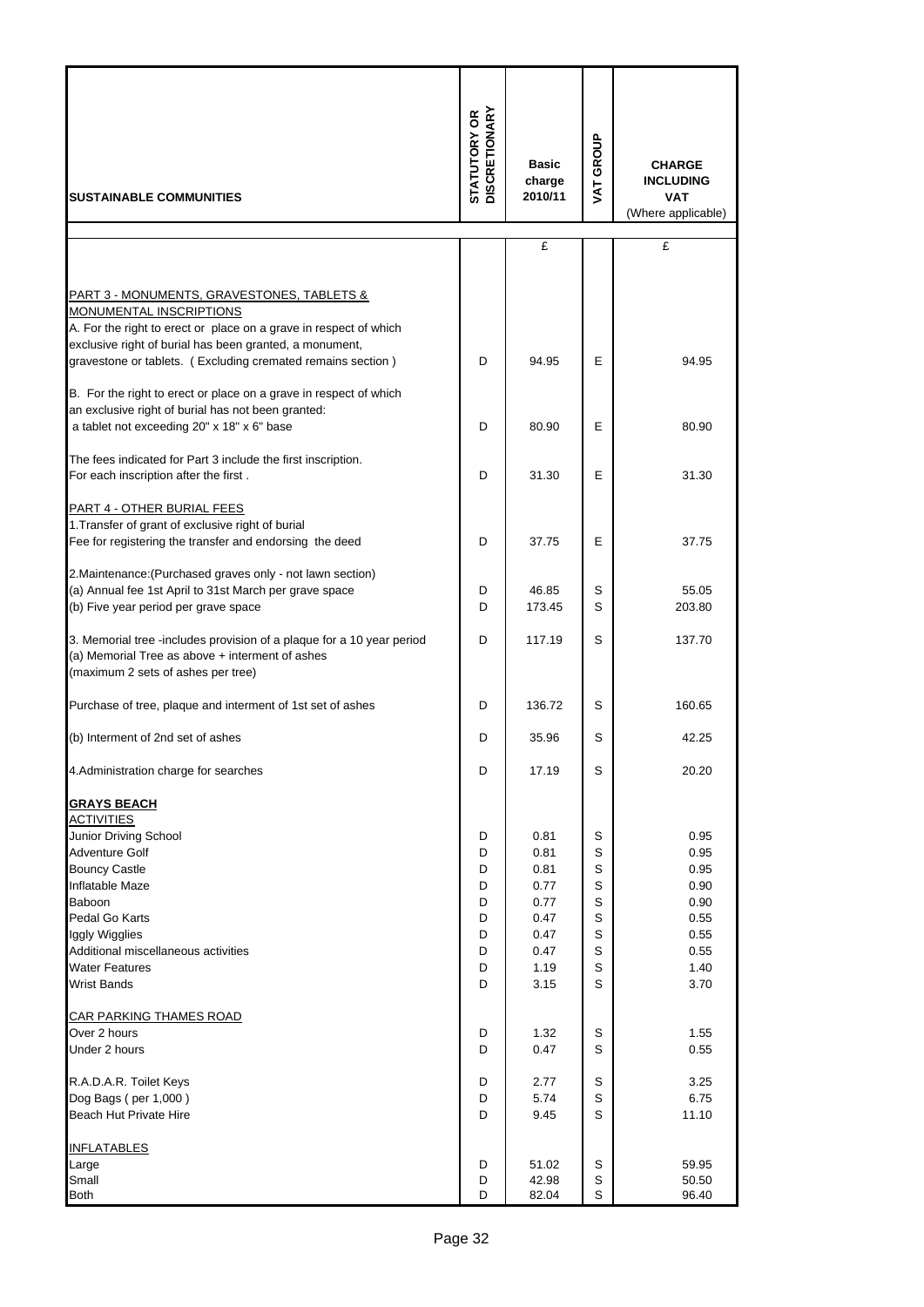| SUSTAINABLE COMMUNITIES | STATUTORY OR DISCRETIONARY | Basic charge 2010/11 | VAT GROUP | CHARGE INCLUDING VAT (Where applicable) |
|---|---|---|---|---|
| | | £ | | £ |
| PART 3 - MONUMENTS, GRAVESTONES, TABLETS & MONUMENTAL INSCRIPTIONS | | | | |
| A. For the right to erect or place on a grave in respect of which exclusive right of burial has been granted, a monument, gravestone or tablets. ( Excluding cremated remains section ) | D | 94.95 | E | 94.95 |
| B. For the right to erect or place on a grave in respect of which an exclusive right of burial has not been granted: a tablet not exceeding 20" x 18" x 6" base | D | 80.90 | E | 80.90 |
| The fees indicated for Part 3 include the first inscription. For each inscription after the first . | D | 31.30 | E | 31.30 |
| PART 4 - OTHER BURIAL FEES | | | | |
| 1.Transfer of grant of exclusive right of burial Fee for registering the transfer and endorsing the deed | D | 37.75 | E | 37.75 |
| 2.Maintenance:(Purchased graves only - not lawn section) | | | | |
| (a) Annual fee 1st April to 31st March per grave space | D | 46.85 | S | 55.05 |
| (b) Five year period per grave space | D | 173.45 | S | 203.80 |
| 3. Memorial tree -includes provision of a plaque for a 10 year period | D | 117.19 | S | 137.70 |
| (a) Memorial Tree as above + interment of ashes (maximum 2 sets of ashes per tree) | | | | |
| Purchase of tree, plaque and interment of 1st set of ashes | D | 136.72 | S | 160.65 |
| (b) Interment of 2nd set of ashes | D | 35.96 | S | 42.25 |
| 4.Administration charge for searches | D | 17.19 | S | 20.20 |
| **GRAYS BEACH** | | | | |
| ACTIVITIES | | | | |
| Junior Driving School | D | 0.81 | S | 0.95 |
| Adventure Golf | D | 0.81 | S | 0.95 |
| Bouncy Castle | D | 0.81 | S | 0.95 |
| Inflatable Maze | D | 0.77 | S | 0.90 |
| Baboon | D | 0.77 | S | 0.90 |
| Pedal Go Karts | D | 0.47 | S | 0.55 |
| Iggly Wigglies | D | 0.47 | S | 0.55 |
| Additional miscellaneous activities | D | 0.47 | S | 0.55 |
| Water Features | D | 1.19 | S | 1.40 |
| Wrist Bands | D | 3.15 | S | 3.70 |
| CAR PARKING THAMES ROAD | | | | |
| Over 2 hours | D | 1.32 | S | 1.55 |
| Under 2 hours | D | 0.47 | S | 0.55 |
| R.A.D.A.R. Toilet Keys | D | 2.77 | S | 3.25 |
| Dog Bags ( per 1,000 ) | D | 5.74 | S | 6.75 |
| Beach Hut Private Hire | D | 9.45 | S | 11.10 |
| INFLATABLES | | | | |
| Large | D | 51.02 | S | 59.95 |
| Small | D | 42.98 | S | 50.50 |
| Both | D | 82.04 | S | 96.40 |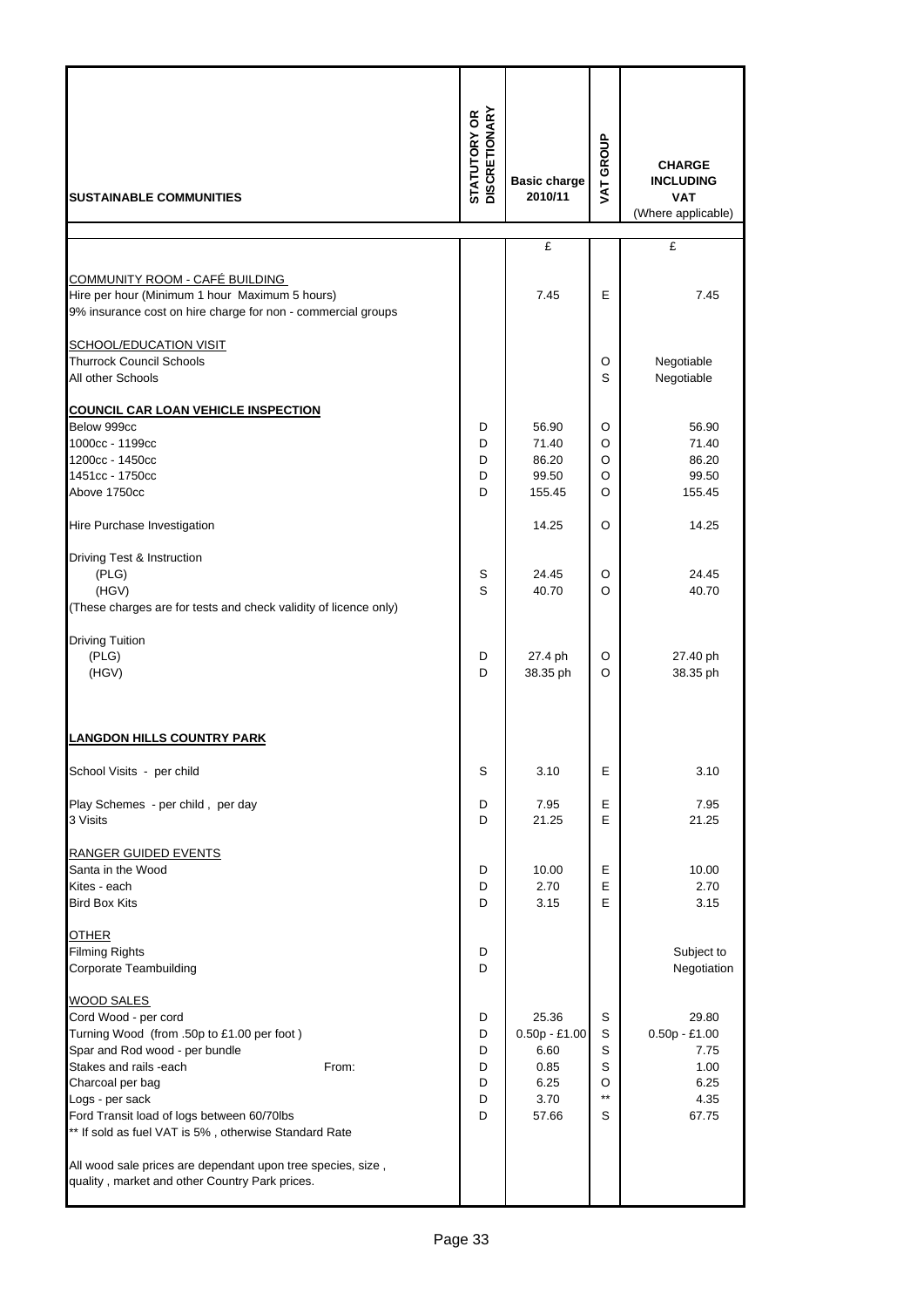| SUSTAINABLE COMMUNITIES | STATUTORY OR DISCRETIONARY | Basic charge 2010/11 | VAT GROUP | CHARGE INCLUDING VAT (Where applicable) |
|---|---|---|---|---|
| | | £ | | £ |
| COMMUNITY ROOM - CAFÉ BUILDING | | | | |
| Hire per hour (Minimum 1 hour Maximum 5 hours) | | 7.45 | E | 7.45 |
| 9% insurance cost on hire charge for non - commercial groups | | | | |
| SCHOOL/EDUCATION VISIT | | | | |
| Thurrock Council Schools | | | O | Negotiable |
| All other Schools | | | S | Negotiable |
| **COUNCIL CAR LOAN VEHICLE INSPECTION** | | | | |
| Below 999cc | D | 56.90 | O | 56.90 |
| 1000cc - 1199cc | D | 71.40 | O | 71.40 |
| 1200cc - 1450cc | D | 86.20 | O | 86.20 |
| 1451cc - 1750cc | D | 99.50 | O | 99.50 |
| Above 1750cc | D | 155.45 | O | 155.45 |
| Hire Purchase Investigation | | 14.25 | O | 14.25 |
| Driving Test & Instruction | | | | |
| (PLG) | S | 24.45 | O | 24.45 |
| (HGV) | S | 40.70 | O | 40.70 |
| (These charges are for tests and check validity of licence only) | | | | |
| Driving Tuition | | | | |
| (PLG) | D | 27.4 ph | O | 27.40 ph |
| (HGV) | D | 38.35 ph | O | 38.35 ph |
| **LANGDON HILLS COUNTRY PARK** | | | | |
| School Visits - per child | S | 3.10 | E | 3.10 |
| Play Schemes - per child , per day | D | 7.95 | E | 7.95 |
| 3 Visits | D | 21.25 | E | 21.25 |
| RANGER GUIDED EVENTS | | | | |
| Santa in the Wood | D | 10.00 | E | 10.00 |
| Kites - each | D | 2.70 | E | 2.70 |
| Bird Box Kits | D | 3.15 | E | 3.15 |
| OTHER | | | | |
| Filming Rights | D | | | Subject to |
| Corporate Teambuilding | D | | | Negotiation |
| WOOD SALES | | | | |
| Cord Wood - per cord | D | 25.36 | S | 29.80 |
| Turning Wood (from .50p to £1.00 per foot ) | D | 0.50p - £1.00 | S | 0.50p - £1.00 |
| Spar and Rod wood - per bundle | D | 6.60 | S | 7.75 |
| Stakes and rails -each From: | D | 0.85 | S | 1.00 |
| Charcoal per bag | D | 6.25 | O | 6.25 |
| Logs - per sack | D | 3.70 | ** | 4.35 |
| Ford Transit load of logs between 60/70lbs | D | 57.66 | S | 67.75 |
| ** If sold as fuel VAT is 5% , otherwise Standard Rate | | | | |
| All wood sale prices are dependant upon tree species, size , quality , market and other Country Park prices. | | | | |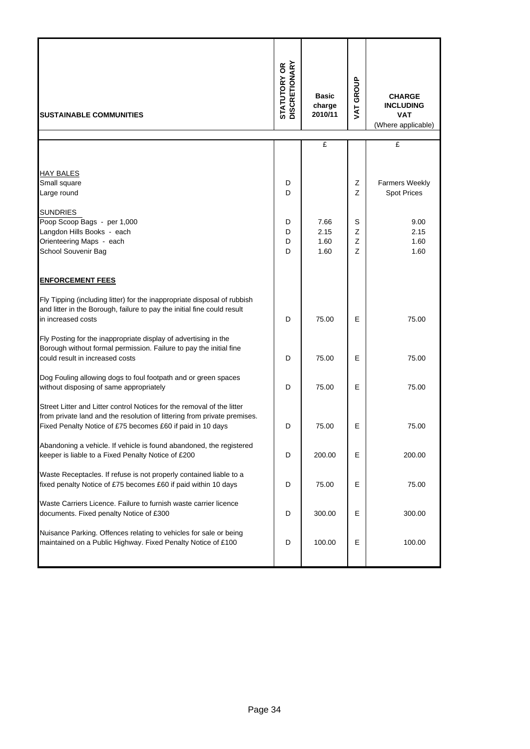| SUSTAINABLE COMMUNITIES | STATUTORY OR DISCRETIONARY | Basic charge 2010/11 | VAT GROUP | CHARGE INCLUDING VAT (Where applicable) |
|---|---|---|---|---|
| | | £ | | £ |
| HAY BALES | | | | |
| Small square | D | | Z | Farmers Weekly |
| Large round | D | | Z | Spot Prices |
| SUNDRIES | | | | |
| Poop Scoop Bags - per 1,000 | D | 7.66 | S | 9.00 |
| Langdon Hills Books - each | D | 2.15 | Z | 2.15 |
| Orienteering Maps - each | D | 1.60 | Z | 1.60 |
| School Souvenir Bag | D | 1.60 | Z | 1.60 |
| **ENFORCEMENT FEES** | | | | |
| Fly Tipping (including litter) for the inappropriate disposal of rubbish and litter in the Borough, failure to pay the initial fine could result in increased costs | D | 75.00 | E | 75.00 |
| Fly Posting for the inappropriate display of advertising in the Borough without formal permission. Failure to pay the initial fine could result in increased costs | D | 75.00 | E | 75.00 |
| Dog Fouling allowing dogs to foul footpath and or green spaces without disposing of same appropriately | D | 75.00 | E | 75.00 |
| Street Litter and Litter control Notices for the removal of the litter from private land and the resolution of littering from private premises. Fixed Penalty Notice of £75 becomes £60 if paid in 10 days | D | 75.00 | E | 75.00 |
| Abandoning a vehicle. If vehicle is found abandoned, the registered keeper is liable to a Fixed Penalty Notice of £200 | D | 200.00 | E | 200.00 |
| Waste Receptacles. If refuse is not properly contained liable to a fixed penalty Notice of £75 becomes £60 if paid within 10 days | D | 75.00 | E | 75.00 |
| Waste Carriers Licence. Failure to furnish waste carrier licence documents. Fixed penalty Notice of £300 | D | 300.00 | E | 300.00 |
| Nuisance Parking. Offences relating to vehicles for sale or being maintained on a Public Highway. Fixed Penalty Notice of £100 | D | 100.00 | E | 100.00 |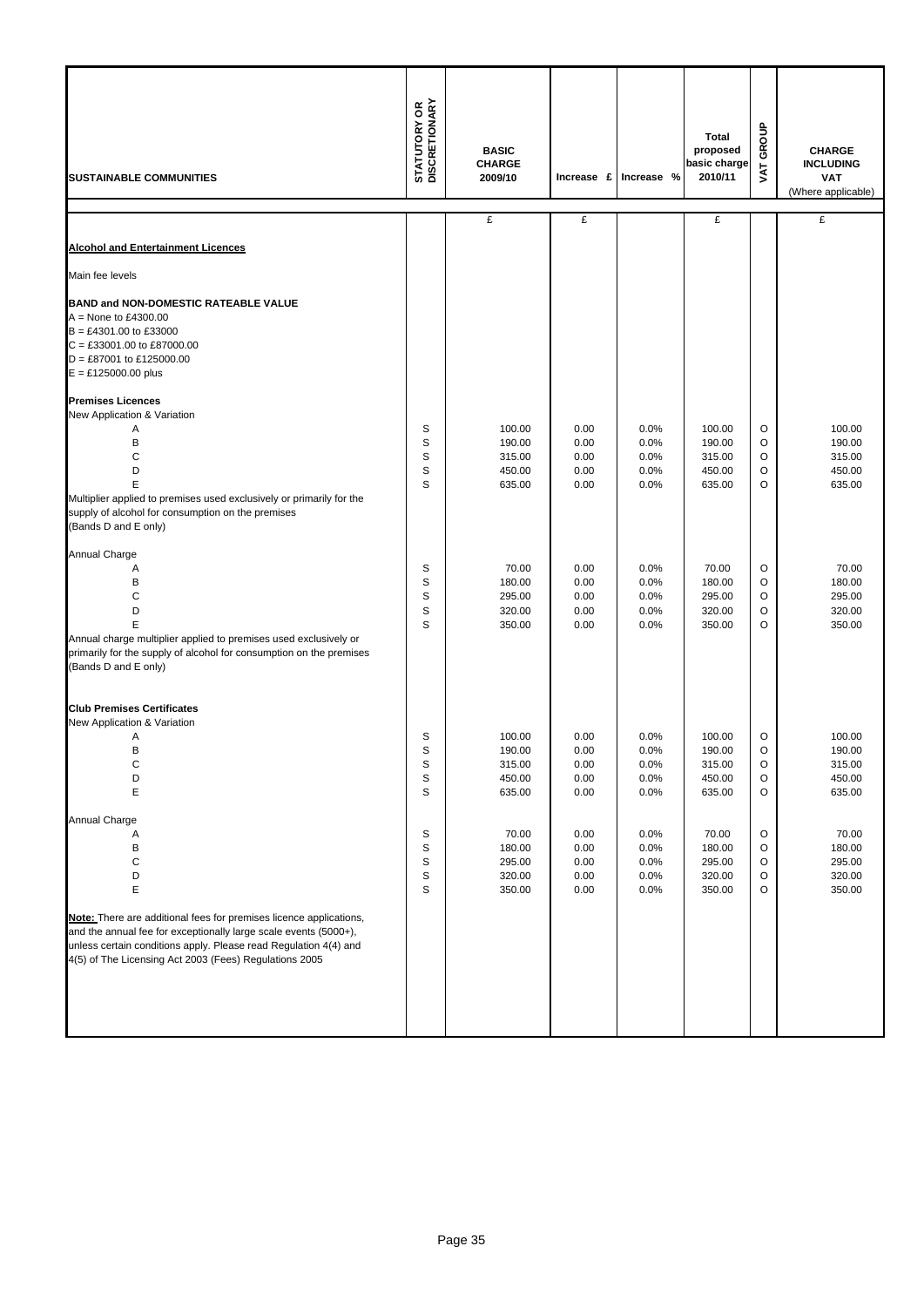| SUSTAINABLE COMMUNITIES | STATUTORY OR DISCRETIONARY | BASIC CHARGE 2009/10 | Increase £ | Increase % | Total proposed basic charge 2010/11 | VAT GROUP | CHARGE INCLUDING VAT (Where applicable) |
|---|---|---|---|---|---|---|---|
| | | £ | £ | | £ | | £ |
| **Alcohol and Entertainment Licences** | | | | | | | |
| Main fee levels | | | | | | | |
| **BAND and NON-DOMESTIC RATEABLE VALUE** | | | | | | | |
| A = None to £4300.00 | | | | | | | |
| B = £4301.00 to £33000 | | | | | | | |
| C = £33001.00 to £87000.00 | | | | | | | |
| D = £87001 to £125000.00 | | | | | | | |
| E = £125000.00 plus | | | | | | | |
| **Premises Licences** | | | | | | | |
| New Application & Variation | | | | | | | |
| A | S | 100.00 | 0.00 | 0.0% | 100.00 | O | 100.00 |
| B | S | 190.00 | 0.00 | 0.0% | 190.00 | O | 190.00 |
| C | S | 315.00 | 0.00 | 0.0% | 315.00 | O | 315.00 |
| D | S | 450.00 | 0.00 | 0.0% | 450.00 | O | 450.00 |
| E | S | 635.00 | 0.00 | 0.0% | 635.00 | O | 635.00 |
| Multiplier applied to premises used exclusively or primarily for the supply of alcohol for consumption on the premises (Bands D and E only) | | | | | | | |
| Annual Charge | | | | | | | |
| A | S | 70.00 | 0.00 | 0.0% | 70.00 | O | 70.00 |
| B | S | 180.00 | 0.00 | 0.0% | 180.00 | O | 180.00 |
| C | S | 295.00 | 0.00 | 0.0% | 295.00 | O | 295.00 |
| D | S | 320.00 | 0.00 | 0.0% | 320.00 | O | 320.00 |
| E | S | 350.00 | 0.00 | 0.0% | 350.00 | O | 350.00 |
| Annual charge multiplier applied to premises used exclusively or primarily for the supply of alcohol for consumption on the premises (Bands D and E only) | | | | | | | |
| **Club Premises Certificates** | | | | | | | |
| New Application & Variation | | | | | | | |
| A | S | 100.00 | 0.00 | 0.0% | 100.00 | O | 100.00 |
| B | S | 190.00 | 0.00 | 0.0% | 190.00 | O | 190.00 |
| C | S | 315.00 | 0.00 | 0.0% | 315.00 | O | 315.00 |
| D | S | 450.00 | 0.00 | 0.0% | 450.00 | O | 450.00 |
| E | S | 635.00 | 0.00 | 0.0% | 635.00 | O | 635.00 |
| Annual Charge | | | | | | | |
| A | S | 70.00 | 0.00 | 0.0% | 70.00 | O | 70.00 |
| B | S | 180.00 | 0.00 | 0.0% | 180.00 | O | 180.00 |
| C | S | 295.00 | 0.00 | 0.0% | 295.00 | O | 295.00 |
| D | S | 320.00 | 0.00 | 0.0% | 320.00 | O | 320.00 |
| E | S | 350.00 | 0.00 | 0.0% | 350.00 | O | 350.00 |
| **Note:** There are additional fees for premises licence applications, and the annual fee for exceptionally large scale events (5000+), unless certain conditions apply. Please read Regulation 4(4) and 4(5) of The Licensing Act 2003 (Fees) Regulations 2005 | | | | | | | |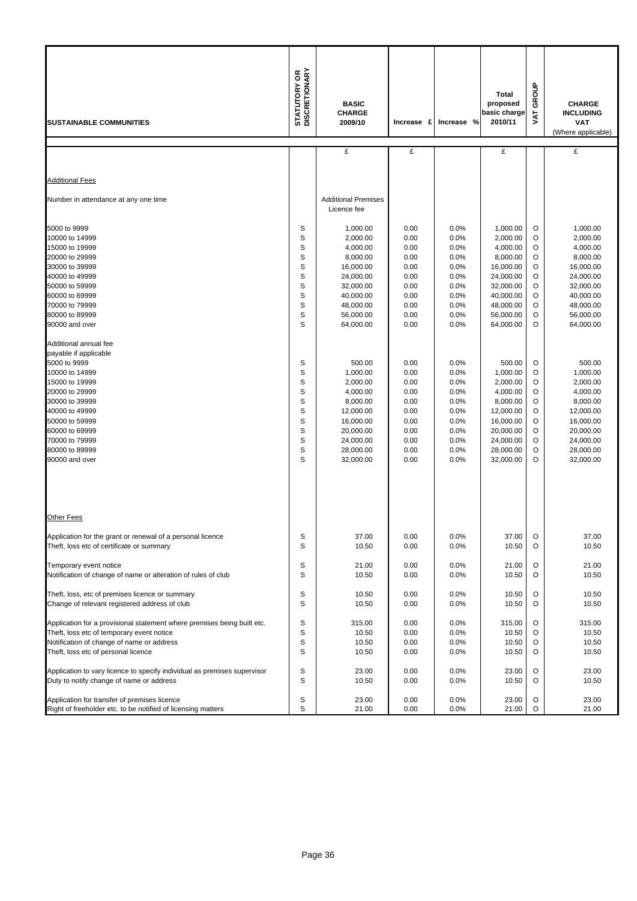| SUSTAINABLE COMMUNITIES | STATUTORY OR DISCRETIONARY | BASIC CHARGE 2009/10 | Increase £ | Increase % | Total proposed basic charge 2010/11 | VAT GROUP | CHARGE INCLUDING VAT (Where applicable) |
|---|---|---|---|---|---|---|---|
| | | £ | £ | | £ | | £ |
| **Additional Fees** | | | | | | | |
| Number in attendance at any one time | | Additional Premises Licence fee | | | | | |
| 5000 to 9999 | S | 1,000.00 | 0.00 | 0.0% | 1,000.00 | O | 1,000.00 |
| 10000 to 14999 | S | 2,000.00 | 0.00 | 0.0% | 2,000.00 | O | 2,000.00 |
| 15000 to 19999 | S | 4,000.00 | 0.00 | 0.0% | 4,000.00 | O | 4,000.00 |
| 20000 to 29999 | S | 8,000.00 | 0.00 | 0.0% | 8,000.00 | O | 8,000.00 |
| 30000 to 39999 | S | 16,000.00 | 0.00 | 0.0% | 16,000.00 | O | 16,000.00 |
| 40000 to 49999 | S | 24,000.00 | 0.00 | 0.0% | 24,000.00 | O | 24,000.00 |
| 50000 to 59999 | S | 32,000.00 | 0.00 | 0.0% | 32,000.00 | O | 32,000.00 |
| 60000 to 69999 | S | 40,000.00 | 0.00 | 0.0% | 40,000.00 | O | 40,000.00 |
| 70000 to 79999 | S | 48,000.00 | 0.00 | 0.0% | 48,000.00 | O | 48,000.00 |
| 80000 to 89999 | S | 56,000.00 | 0.00 | 0.0% | 56,000.00 | O | 56,000.00 |
| 90000 and over | S | 64,000.00 | 0.00 | 0.0% | 64,000.00 | O | 64,000.00 |
| Additional annual fee payable if applicable | | | | | | | |
| 5000 to 9999 | S | 500.00 | 0.00 | 0.0% | 500.00 | O | 500.00 |
| 10000 to 14999 | S | 1,000.00 | 0.00 | 0.0% | 1,000.00 | O | 1,000.00 |
| 15000 to 19999 | S | 2,000.00 | 0.00 | 0.0% | 2,000.00 | O | 2,000.00 |
| 20000 to 29999 | S | 4,000.00 | 0.00 | 0.0% | 4,000.00 | O | 4,000.00 |
| 30000 to 39999 | S | 8,000.00 | 0.00 | 0.0% | 8,000.00 | O | 8,000.00 |
| 40000 to 49999 | S | 12,000.00 | 0.00 | 0.0% | 12,000.00 | O | 12,000.00 |
| 50000 to 59999 | S | 16,000.00 | 0.00 | 0.0% | 16,000.00 | O | 16,000.00 |
| 60000 to 69999 | S | 20,000.00 | 0.00 | 0.0% | 20,000.00 | O | 20,000.00 |
| 70000 to 79999 | S | 24,000.00 | 0.00 | 0.0% | 24,000.00 | O | 24,000.00 |
| 80000 to 89999 | S | 28,000.00 | 0.00 | 0.0% | 28,000.00 | O | 28,000.00 |
| 90000 and over | S | 32,000.00 | 0.00 | 0.0% | 32,000.00 | O | 32,000.00 |
| **Other Fees** | | | | | | | |
| Application for the grant or renewal of a personal licence | S | 37.00 | 0.00 | 0.0% | 37.00 | O | 37.00 |
| Theft, loss etc of certificate or summary | S | 10.50 | 0.00 | 0.0% | 10.50 | O | 10.50 |
| Temporary event notice | S | 21.00 | 0.00 | 0.0% | 21.00 | O | 21.00 |
| Notification of change of name or alteration of rules of club | S | 10.50 | 0.00 | 0.0% | 10.50 | O | 10.50 |
| Theft, loss, etc of premises licence or summary | S | 10.50 | 0.00 | 0.0% | 10.50 | O | 10.50 |
| Change of relevant registered address of club | S | 10.50 | 0.00 | 0.0% | 10.50 | O | 10.50 |
| Application for a provisional statement where premises being built etc. | S | 315.00 | 0.00 | 0.0% | 315.00 | O | 315.00 |
| Theft, loss etc of temporary event notice | S | 10.50 | 0.00 | 0.0% | 10.50 | O | 10.50 |
| Notification of change of name or address | S | 10.50 | 0.00 | 0.0% | 10.50 | O | 10.50 |
| Theft, loss etc of personal licence | S | 10.50 | 0.00 | 0.0% | 10.50 | O | 10.50 |
| Application to vary licence to specify individual as premises supervisor | S | 23.00 | 0.00 | 0.0% | 23.00 | O | 23.00 |
| Duty to notify change of name or address | S | 10.50 | 0.00 | 0.0% | 10.50 | O | 10.50 |
| Application for transfer of premises licence | S | 23.00 | 0.00 | 0.0% | 23.00 | O | 23.00 |
| Right of freeholder etc. to be notified of licensing matters | S | 21.00 | 0.00 | 0.0% | 21.00 | O | 21.00 |